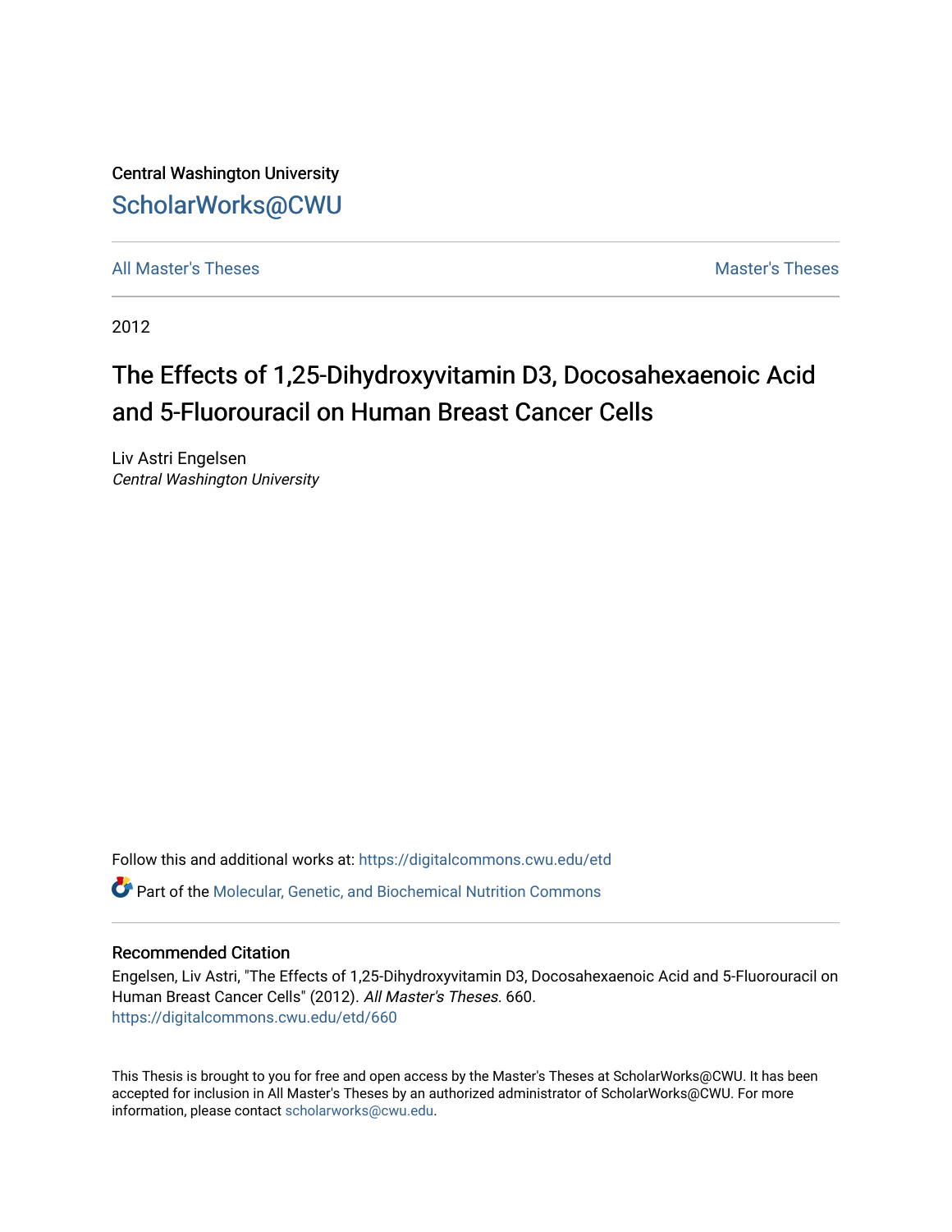Central Washington University

ScholarWorks@CWU

All Master's Theses

Master's Theses

2012

# The Effects of 1,25-Dihydroxyvitamin D3, Docosahexaenoic Acid and 5-Fluorouracil on Human Breast Cancer Cells

Liv Astri Engelsen
*Central Washington University*

Follow this and additional works at: https://digitalcommons.cwu.edu/etd

Part of the Molecular, Genetic, and Biochemical Nutrition Commons

## Recommended Citation

Engelsen, Liv Astri, "The Effects of 1,25-Dihydroxyvitamin D3, Docosahexaenoic Acid and 5-Fluorouracil on Human Breast Cancer Cells" (2012). *All Master's Theses*. 660.
https://digitalcommons.cwu.edu/etd/660

This Thesis is brought to you for free and open access by the Master's Theses at ScholarWorks@CWU. It has been accepted for inclusion in All Master's Theses by an authorized administrator of ScholarWorks@CWU. For more information, please contact scholarworks@cwu.edu.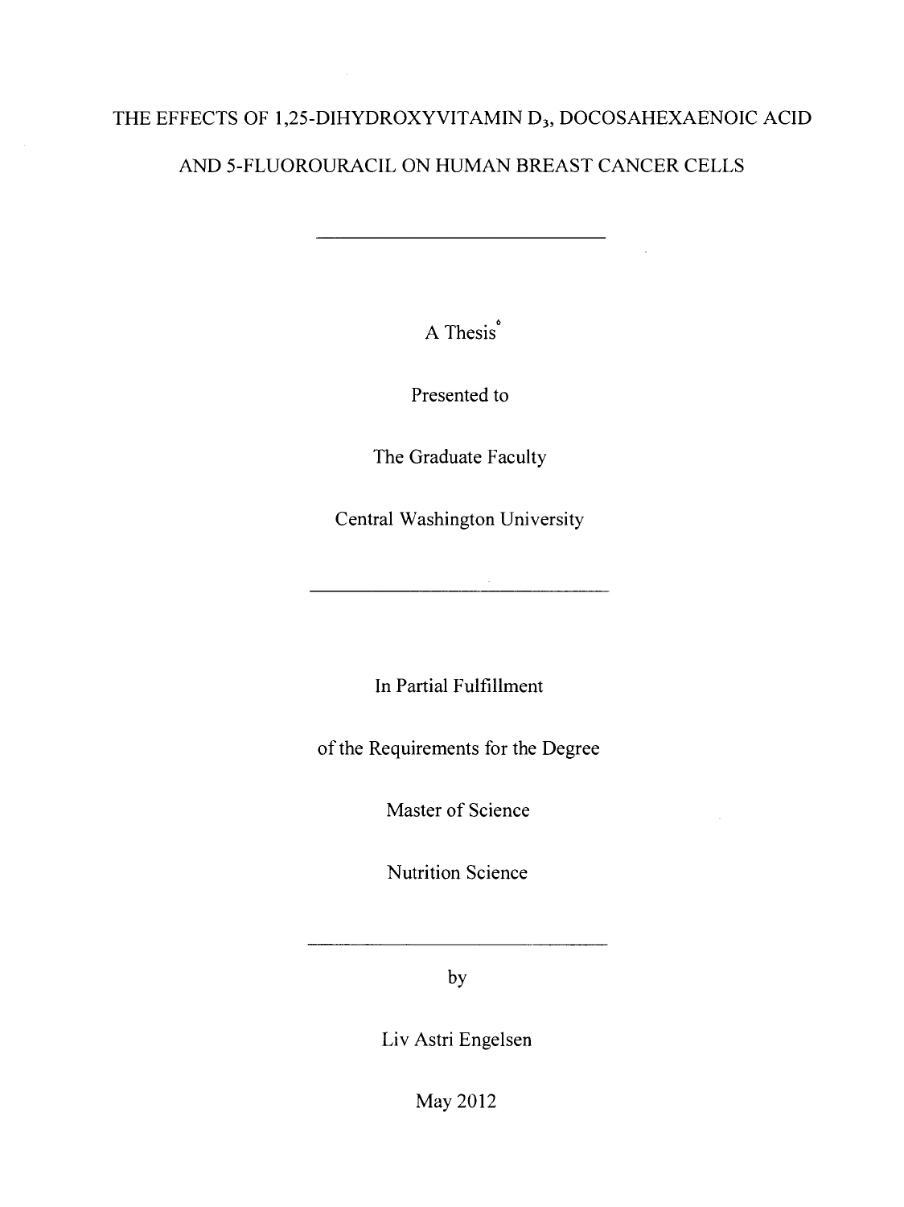# THE EFFECTS OF 1,25-DIHYDROXYVITAMIN $D_3$, DOCOSAHEXAENOIC ACID AND 5-FLUOROURACIL ON HUMAN BREAST CANCER CELLS

---

A Thesis

Presented to

The Graduate Faculty

Central Washington University

---

In Partial Fulfillment

of the Requirements for the Degree

Master of Science

Nutrition Science

---

by

Liv Astri Engelsen

May 2012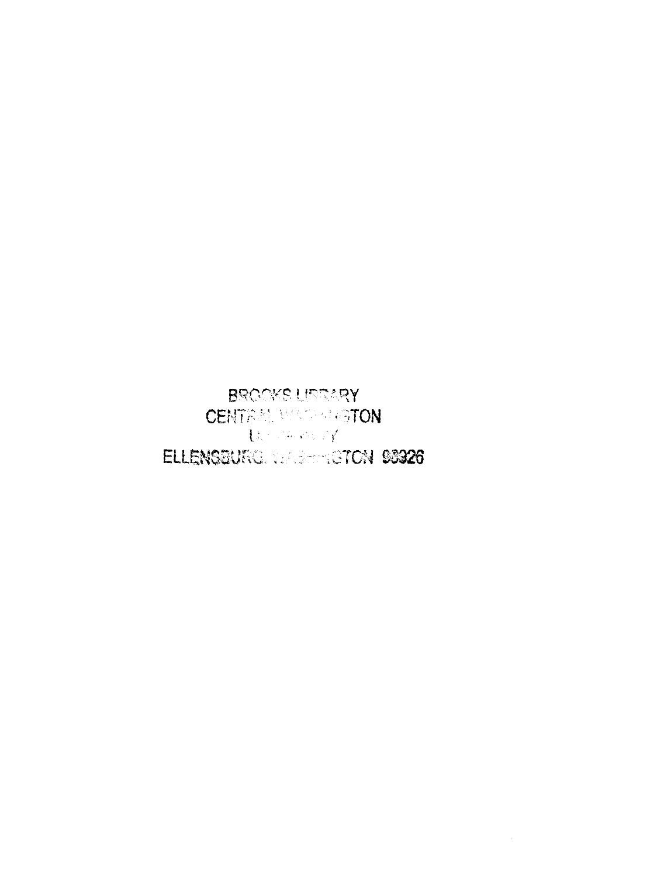BROOKS LIBRARY
CENTRAL WASHINGTON
UNIVERSITY
ELLENSBURG, WASHINGTON 98926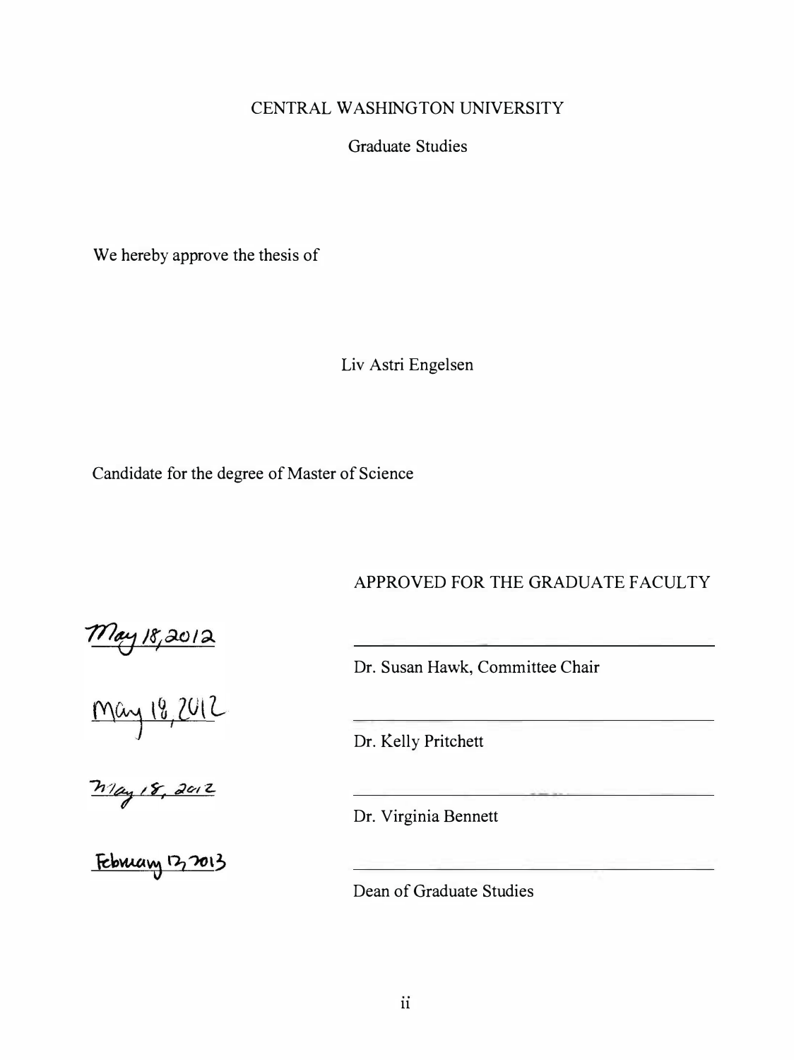CENTRAL WASHINGTON UNIVERSITY

Graduate Studies

We hereby approve the thesis of

Liv Astri Engelsen

Candidate for the degree of Master of Science

APPROVED FOR THE GRADUATE FACULTY

May 18, 2012 ______________________ Dr. Susan Hawk, Committee Chair

May 18, 2012 ______________________ Dr. Kelly Pritchett

May 18, 2012 ______________________ Dr. Virginia Bennett

February 12, 2013 ______________________ Dean of Graduate Studies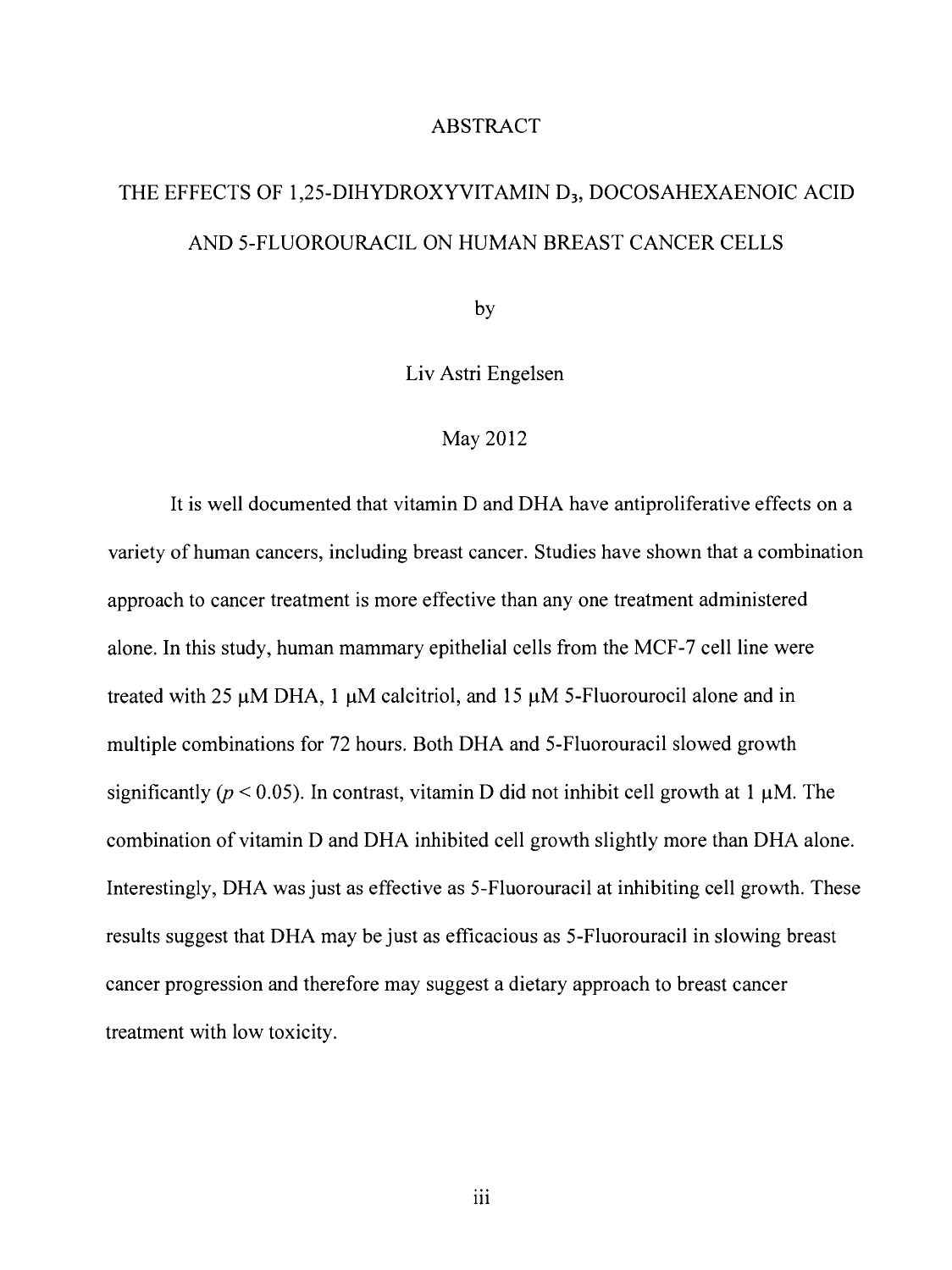# ABSTRACT

## THE EFFECTS OF 1,25-DIHYDROXYVITAMIN $D_3$, DOCOSAHEXAENOIC ACID AND 5-FLUOROURACIL ON HUMAN BREAST CANCER CELLS

by

Liv Astri Engelsen

May 2012

It is well documented that vitamin D and DHA have antiproliferative effects on a variety of human cancers, including breast cancer. Studies have shown that a combination approach to cancer treatment is more effective than any one treatment administered alone. In this study, human mammary epithelial cells from the MCF-7 cell line were treated with 25 μM DHA, 1 μM calcitriol, and 15 μM 5-Fluorourocil alone and in multiple combinations for 72 hours. Both DHA and 5-Fluorouracil slowed growth significantly ($p < 0.05$). In contrast, vitamin D did not inhibit cell growth at 1 μM. The combination of vitamin D and DHA inhibited cell growth slightly more than DHA alone. Interestingly, DHA was just as effective as 5-Fluorouracil at inhibiting cell growth. These results suggest that DHA may be just as efficacious as 5-Fluorouracil in slowing breast cancer progression and therefore may suggest a dietary approach to breast cancer treatment with low toxicity.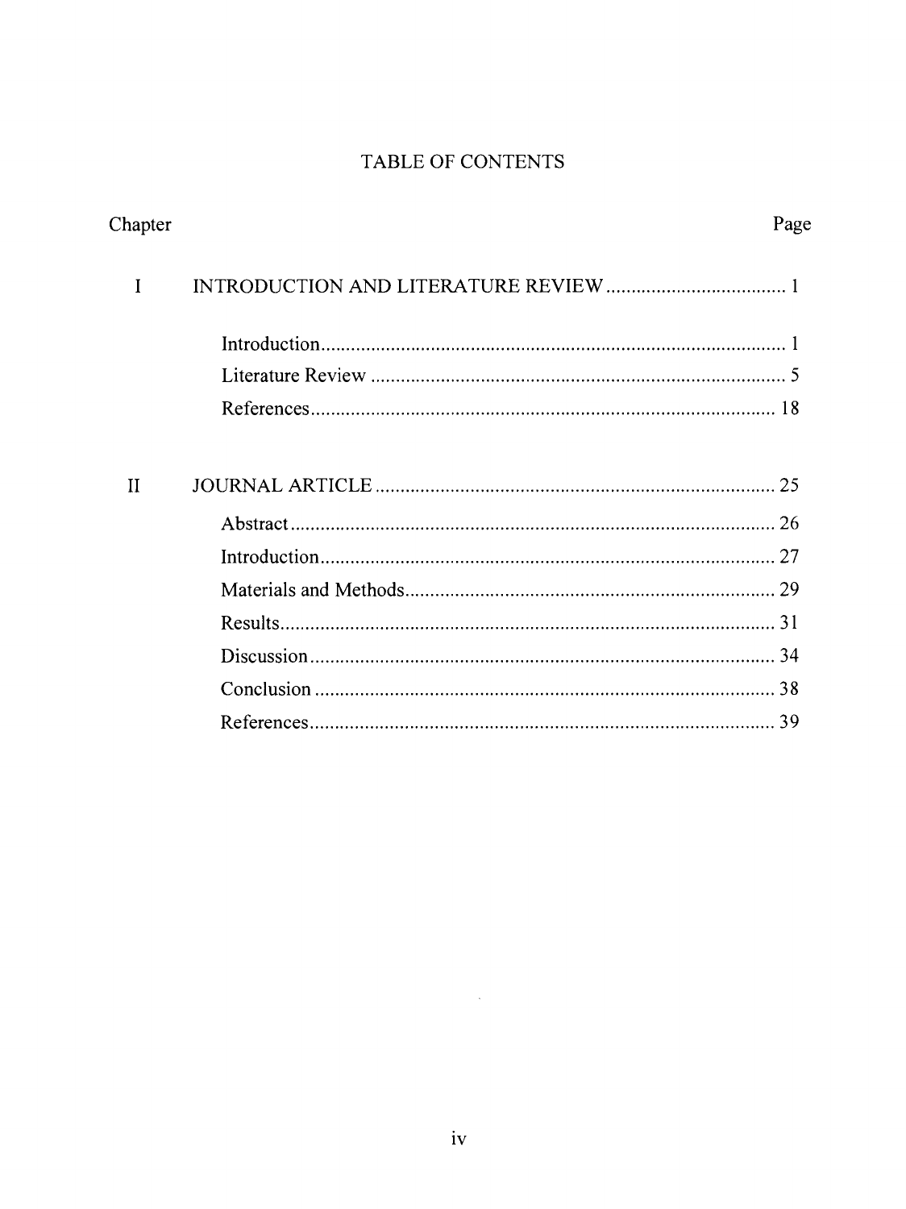# TABLE OF CONTENTS

| Chapter | | Page |
|---|---|---|
| I | INTRODUCTION AND LITERATURE REVIEW | 1 |
| | Introduction | 1 |
| | Literature Review | 5 |
| | References | 18 |
| II | JOURNAL ARTICLE | 25 |
| | Abstract | 26 |
| | Introduction | 27 |
| | Materials and Methods | 29 |
| | Results | 31 |
| | Discussion | 34 |
| | Conclusion | 38 |
| | References | 39 |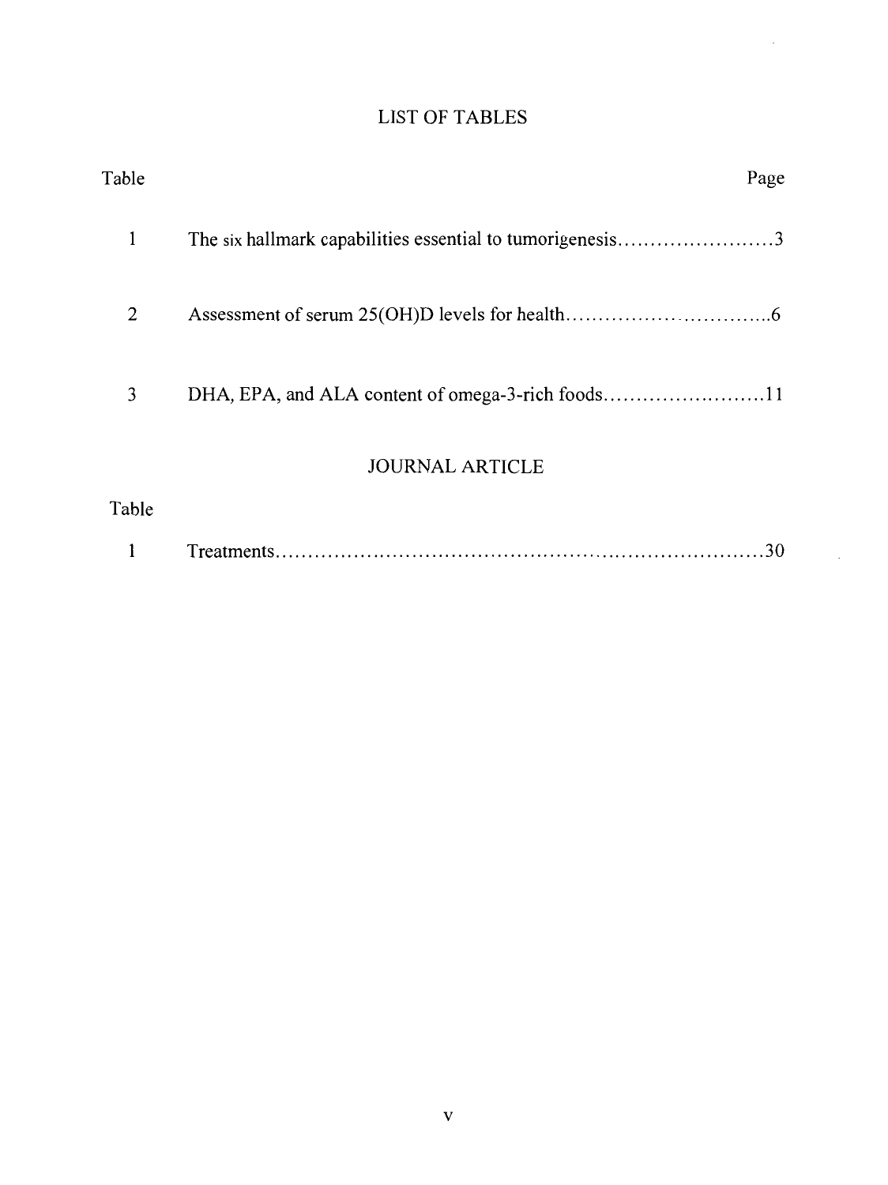# LIST OF TABLES

| Table | | Page |
|---|---|---|
| 1 | The six hallmark capabilities essential to tumorigenesis | 3 |
| 2 | Assessment of serum 25(OH)D levels for health | 6 |
| 3 | DHA, EPA, and ALA content of omega-3-rich foods | 11 |

## JOURNAL ARTICLE

| Table | | Page |
|---|---|---|
| 1 | Treatments | 30 |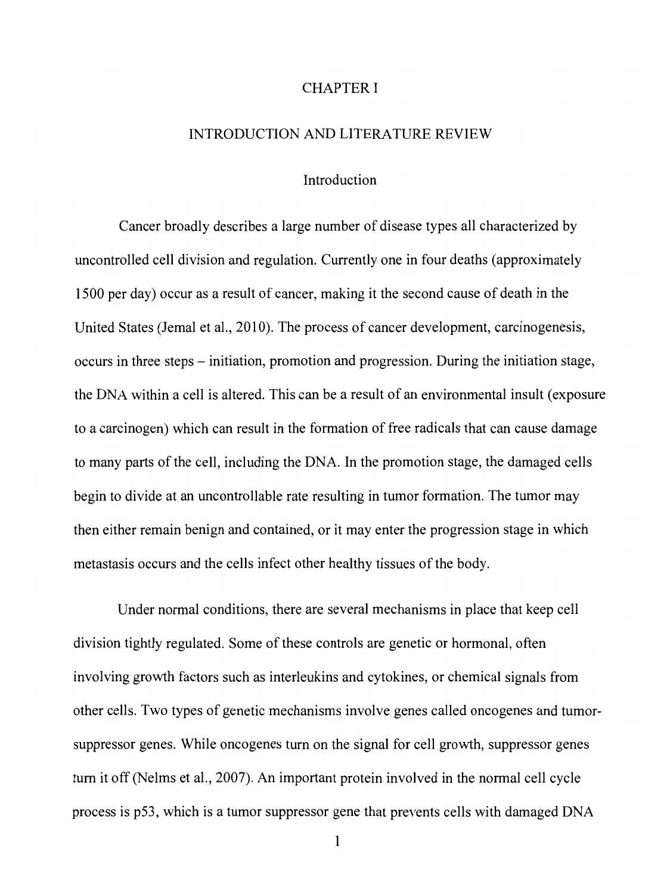# CHAPTER I

## INTRODUCTION AND LITERATURE REVIEW

### Introduction

Cancer broadly describes a large number of disease types all characterized by uncontrolled cell division and regulation. Currently one in four deaths (approximately 1500 per day) occur as a result of cancer, making it the second cause of death in the United States (Jemal et al., 2010). The process of cancer development, carcinogenesis, occurs in three steps – initiation, promotion and progression. During the initiation stage, the DNA within a cell is altered. This can be a result of an environmental insult (exposure to a carcinogen) which can result in the formation of free radicals that can cause damage to many parts of the cell, including the DNA. In the promotion stage, the damaged cells begin to divide at an uncontrollable rate resulting in tumor formation. The tumor may then either remain benign and contained, or it may enter the progression stage in which metastasis occurs and the cells infect other healthy tissues of the body.

Under normal conditions, there are several mechanisms in place that keep cell division tightly regulated. Some of these controls are genetic or hormonal, often involving growth factors such as interleukins and cytokines, or chemical signals from other cells. Two types of genetic mechanisms involve genes called oncogenes and tumor-suppressor genes. While oncogenes turn on the signal for cell growth, suppressor genes turn it off (Nelms et al., 2007). An important protein involved in the normal cell cycle process is p53, which is a tumor suppressor gene that prevents cells with damaged DNA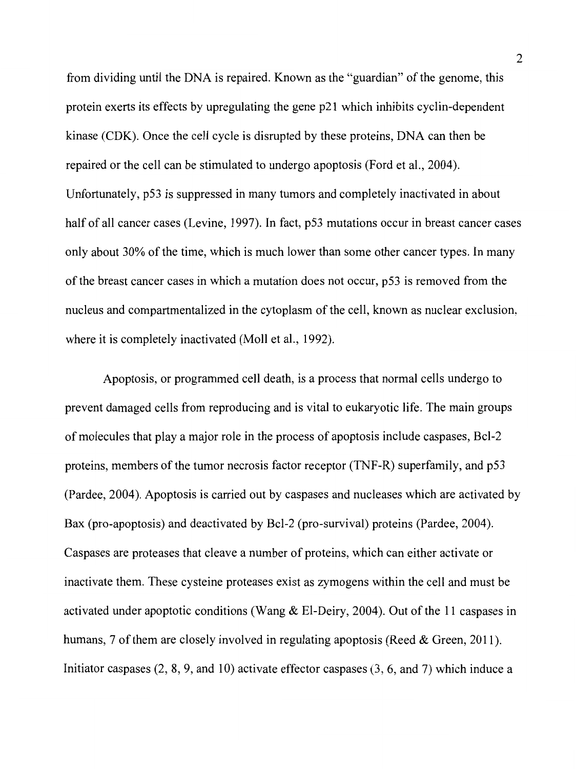from dividing until the DNA is repaired. Known as the "guardian" of the genome, this protein exerts its effects by upregulating the gene p21 which inhibits cyclin-dependent kinase (CDK). Once the cell cycle is disrupted by these proteins, DNA can then be repaired or the cell can be stimulated to undergo apoptosis (Ford et al., 2004). Unfortunately, p53 is suppressed in many tumors and completely inactivated in about half of all cancer cases (Levine, 1997). In fact, p53 mutations occur in breast cancer cases only about 30% of the time, which is much lower than some other cancer types. In many of the breast cancer cases in which a mutation does not occur, p53 is removed from the nucleus and compartmentalized in the cytoplasm of the cell, known as nuclear exclusion, where it is completely inactivated (Moll et al., 1992).

Apoptosis, or programmed cell death, is a process that normal cells undergo to prevent damaged cells from reproducing and is vital to eukaryotic life. The main groups of molecules that play a major role in the process of apoptosis include caspases, Bcl-2 proteins, members of the tumor necrosis factor receptor (TNF-R) superfamily, and p53 (Pardee, 2004). Apoptosis is carried out by caspases and nucleases which are activated by Bax (pro-apoptosis) and deactivated by Bcl-2 (pro-survival) proteins (Pardee, 2004). Caspases are proteases that cleave a number of proteins, which can either activate or inactivate them. These cysteine proteases exist as zymogens within the cell and must be activated under apoptotic conditions (Wang & El-Deiry, 2004). Out of the 11 caspases in humans, 7 of them are closely involved in regulating apoptosis (Reed & Green, 2011). Initiator caspases (2, 8, 9, and 10) activate effector caspases (3, 6, and 7) which induce a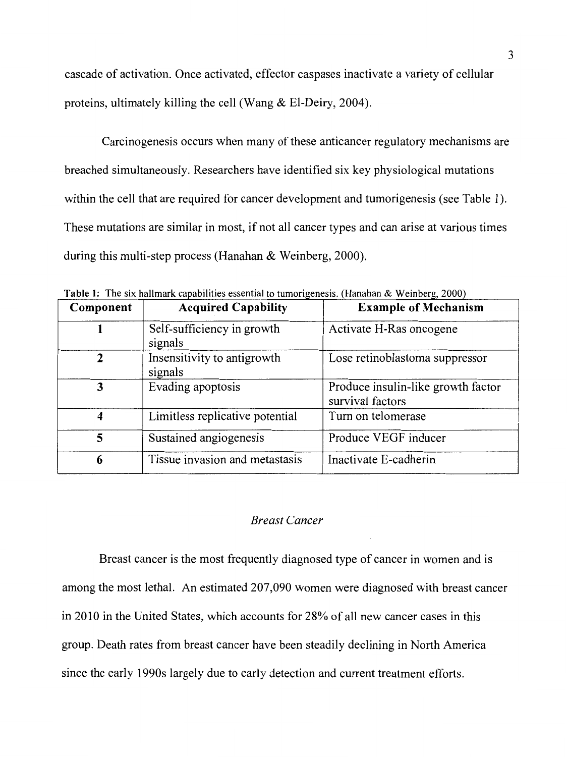cascade of activation. Once activated, effector caspases inactivate a variety of cellular proteins, ultimately killing the cell (Wang & El-Deiry, 2004).

Carcinogenesis occurs when many of these anticancer regulatory mechanisms are breached simultaneously. Researchers have identified six key physiological mutations within the cell that are required for cancer development and tumorigenesis (see Table 1). These mutations are similar in most, if not all cancer types and can arise at various times during this multi-step process (Hanahan & Weinberg, 2000).

**Table 1:** The six hallmark capabilities essential to tumorigenesis. (Hanahan & Weinberg, 2000)

| Component | Acquired Capability | Example of Mechanism |
|---|---|---|
| **1** | Self-sufficiency in growth signals | Activate H-Ras oncogene |
| **2** | Insensitivity to antigrowth signals | Lose retinoblastoma suppressor |
| **3** | Evading apoptosis | Produce insulin-like growth factor survival factors |
| **4** | Limitless replicative potential | Turn on telomerase |
| **5** | Sustained angiogenesis | Produce VEGF inducer |
| **6** | Tissue invasion and metastasis | Inactivate E-cadherin |

### *Breast Cancer*

Breast cancer is the most frequently diagnosed type of cancer in women and is among the most lethal. An estimated 207,090 women were diagnosed with breast cancer in 2010 in the United States, which accounts for 28% of all new cancer cases in this group. Death rates from breast cancer have been steadily declining in North America since the early 1990s largely due to early detection and current treatment efforts.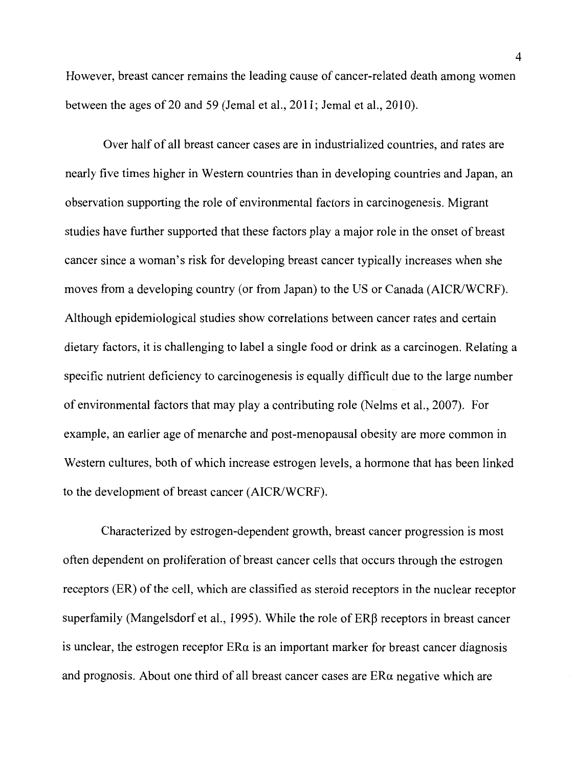However, breast cancer remains the leading cause of cancer-related death among women between the ages of 20 and 59 (Jemal et al., 2011; Jemal et al., 2010).

Over half of all breast cancer cases are in industrialized countries, and rates are nearly five times higher in Western countries than in developing countries and Japan, an observation supporting the role of environmental factors in carcinogenesis. Migrant studies have further supported that these factors play a major role in the onset of breast cancer since a woman's risk for developing breast cancer typically increases when she moves from a developing country (or from Japan) to the US or Canada (AICR/WCRF). Although epidemiological studies show correlations between cancer rates and certain dietary factors, it is challenging to label a single food or drink as a carcinogen. Relating a specific nutrient deficiency to carcinogenesis is equally difficult due to the large number of environmental factors that may play a contributing role (Nelms et al., 2007). For example, an earlier age of menarche and post-menopausal obesity are more common in Western cultures, both of which increase estrogen levels, a hormone that has been linked to the development of breast cancer (AICR/WCRF).

Characterized by estrogen-dependent growth, breast cancer progression is most often dependent on proliferation of breast cancer cells that occurs through the estrogen receptors (ER) of the cell, which are classified as steroid receptors in the nuclear receptor superfamily (Mangelsdorf et al., 1995). While the role of ERβ receptors in breast cancer is unclear, the estrogen receptor ERα is an important marker for breast cancer diagnosis and prognosis. About one third of all breast cancer cases are ERα negative which are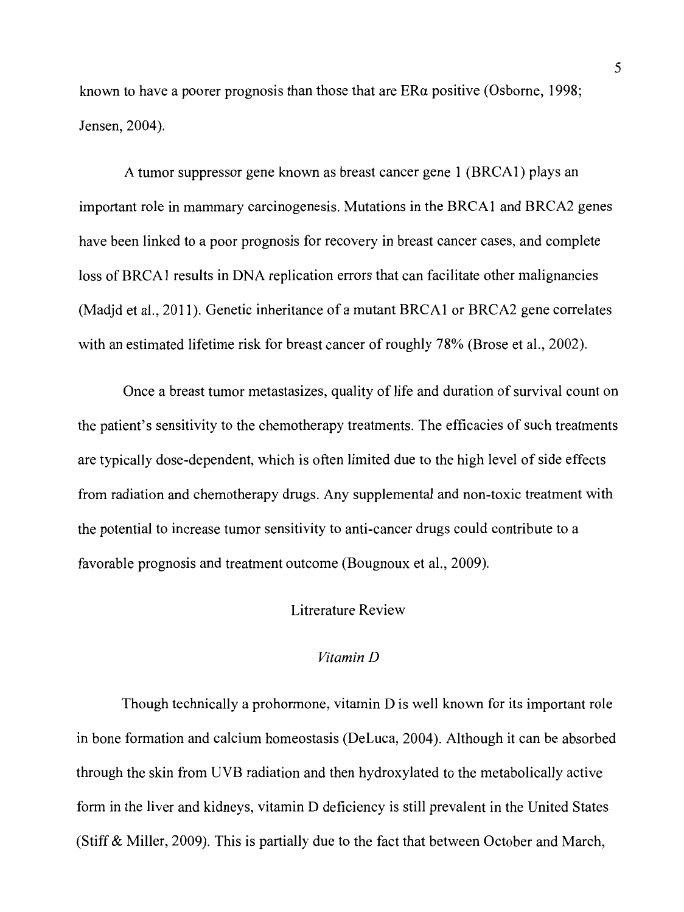known to have a poorer prognosis than those that are ERα positive (Osborne, 1998; Jensen, 2004).

A tumor suppressor gene known as breast cancer gene 1 (BRCA1) plays an important role in mammary carcinogenesis. Mutations in the BRCA1 and BRCA2 genes have been linked to a poor prognosis for recovery in breast cancer cases, and complete loss of BRCA1 results in DNA replication errors that can facilitate other malignancies (Madjd et al., 2011). Genetic inheritance of a mutant BRCA1 or BRCA2 gene correlates with an estimated lifetime risk for breast cancer of roughly 78% (Brose et al., 2002).

Once a breast tumor metastasizes, quality of life and duration of survival count on the patient's sensitivity to the chemotherapy treatments. The efficacies of such treatments are typically dose-dependent, which is often limited due to the high level of side effects from radiation and chemotherapy drugs. Any supplemental and non-toxic treatment with the potential to increase tumor sensitivity to anti-cancer drugs could contribute to a favorable prognosis and treatment outcome (Bougnoux et al., 2009).

## Litrerature Review

### *Vitamin D*

Though technically a prohormone, vitamin D is well known for its important role in bone formation and calcium homeostasis (DeLuca, 2004). Although it can be absorbed through the skin from UVB radiation and then hydroxylated to the metabolically active form in the liver and kidneys, vitamin D deficiency is still prevalent in the United States (Stiff & Miller, 2009). This is partially due to the fact that between October and March,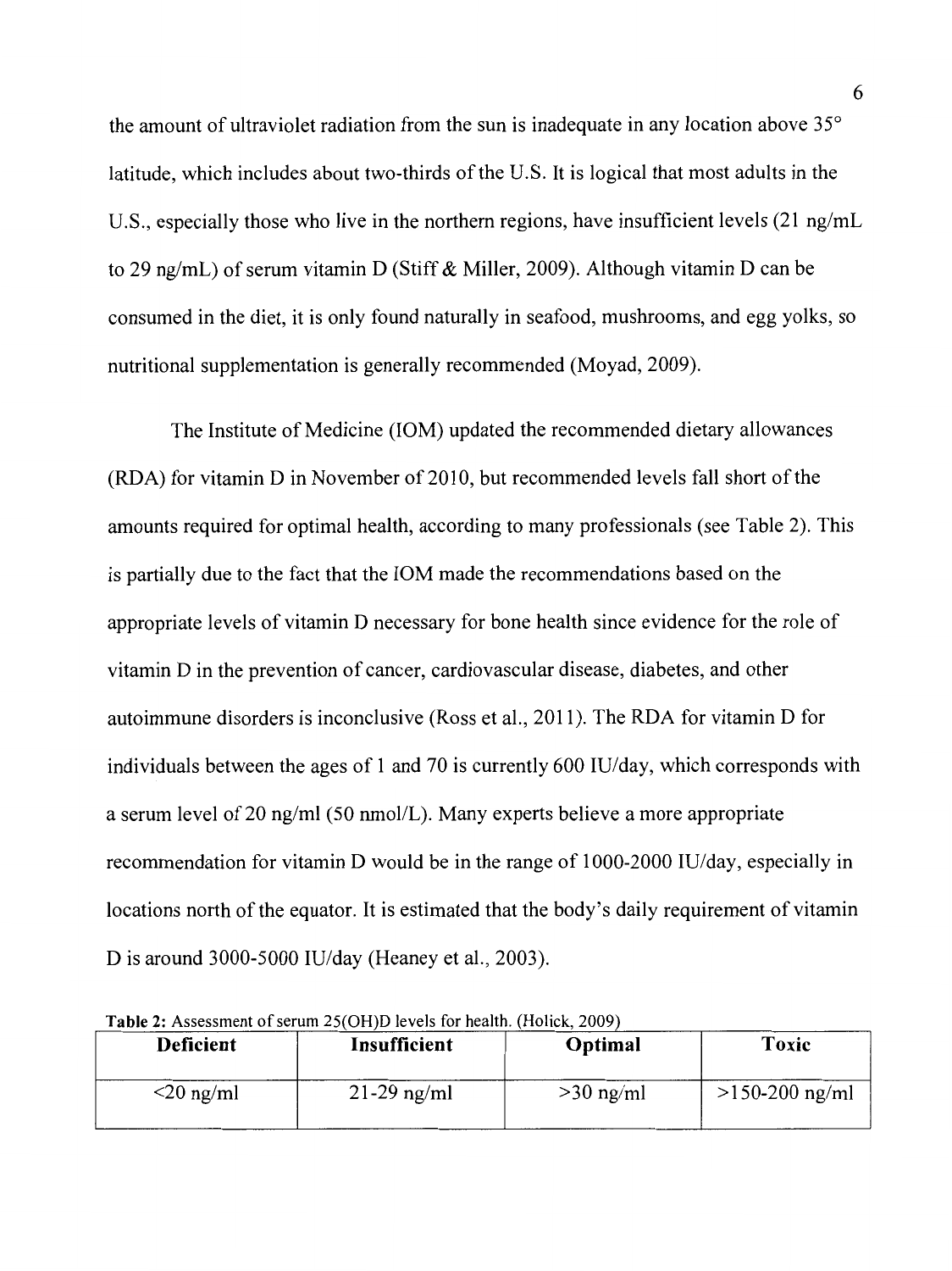the amount of ultraviolet radiation from the sun is inadequate in any location above 35° latitude, which includes about two-thirds of the U.S. It is logical that most adults in the U.S., especially those who live in the northern regions, have insufficient levels (21 ng/mL to 29 ng/mL) of serum vitamin D (Stiff & Miller, 2009). Although vitamin D can be consumed in the diet, it is only found naturally in seafood, mushrooms, and egg yolks, so nutritional supplementation is generally recommended (Moyad, 2009).

The Institute of Medicine (IOM) updated the recommended dietary allowances (RDA) for vitamin D in November of 2010, but recommended levels fall short of the amounts required for optimal health, according to many professionals (see Table 2). This is partially due to the fact that the IOM made the recommendations based on the appropriate levels of vitamin D necessary for bone health since evidence for the role of vitamin D in the prevention of cancer, cardiovascular disease, diabetes, and other autoimmune disorders is inconclusive (Ross et al., 2011). The RDA for vitamin D for individuals between the ages of 1 and 70 is currently 600 IU/day, which corresponds with a serum level of 20 ng/ml (50 nmol/L). Many experts believe a more appropriate recommendation for vitamin D would be in the range of 1000-2000 IU/day, especially in locations north of the equator. It is estimated that the body's daily requirement of vitamin D is around 3000-5000 IU/day (Heaney et al., 2003).

**Table 2:** Assessment of serum 25(OH)D levels for health. (Holick, 2009)

| Deficient | Insufficient | Optimal | Toxic |
|---|---|---|---|
| <20 ng/ml | 21-29 ng/ml | >30 ng/ml | >150-200 ng/ml |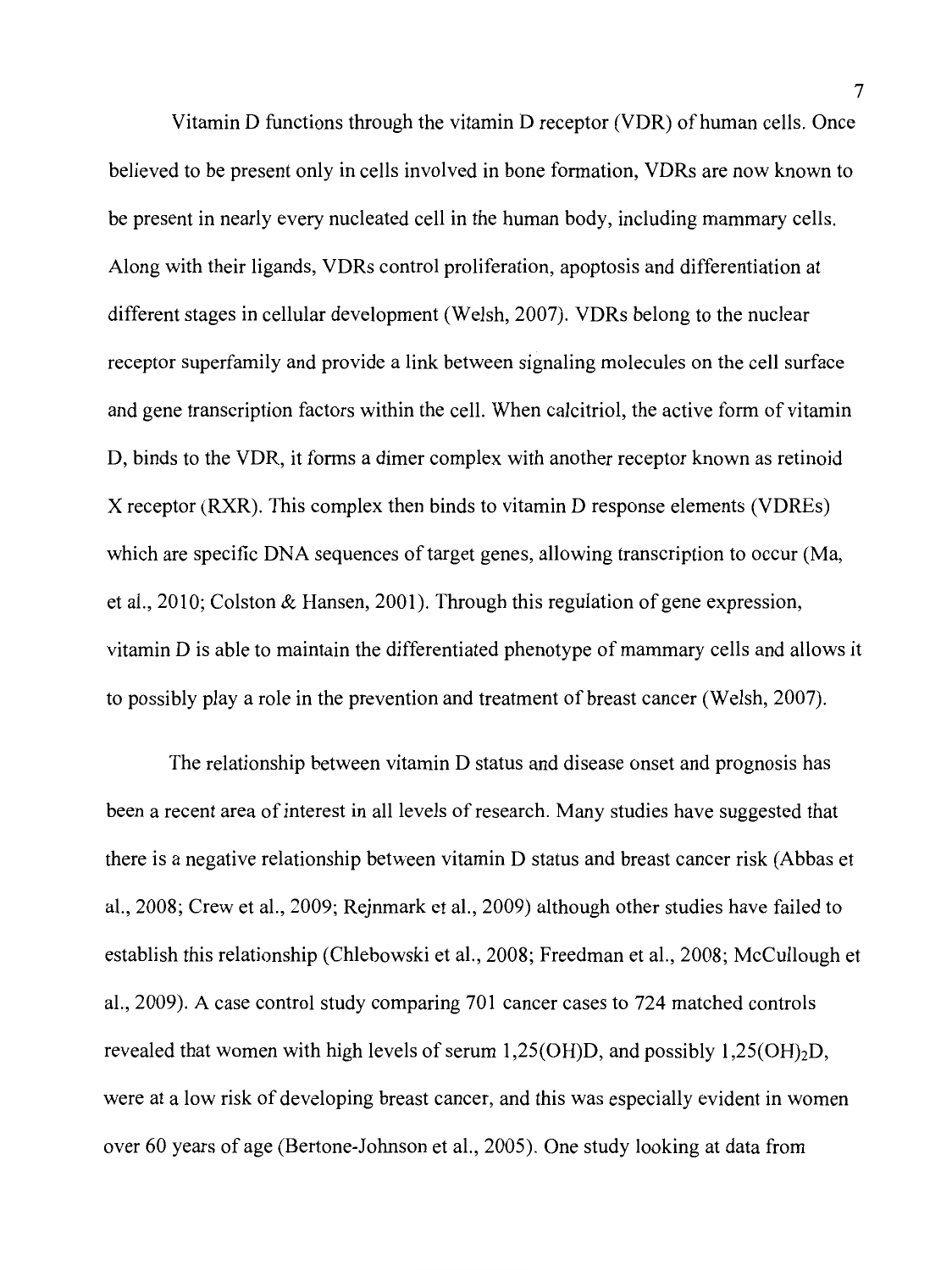Vitamin D functions through the vitamin D receptor (VDR) of human cells. Once believed to be present only in cells involved in bone formation, VDRs are now known to be present in nearly every nucleated cell in the human body, including mammary cells. Along with their ligands, VDRs control proliferation, apoptosis and differentiation at different stages in cellular development (Welsh, 2007). VDRs belong to the nuclear receptor superfamily and provide a link between signaling molecules on the cell surface and gene transcription factors within the cell. When calcitriol, the active form of vitamin D, binds to the VDR, it forms a dimer complex with another receptor known as retinoid X receptor (RXR). This complex then binds to vitamin D response elements (VDREs) which are specific DNA sequences of target genes, allowing transcription to occur (Ma, et al., 2010; Colston & Hansen, 2001). Through this regulation of gene expression, vitamin D is able to maintain the differentiated phenotype of mammary cells and allows it to possibly play a role in the prevention and treatment of breast cancer (Welsh, 2007).

The relationship between vitamin D status and disease onset and prognosis has been a recent area of interest in all levels of research. Many studies have suggested that there is a negative relationship between vitamin D status and breast cancer risk (Abbas et al., 2008; Crew et al., 2009; Rejnmark et al., 2009) although other studies have failed to establish this relationship (Chlebowski et al., 2008; Freedman et al., 2008; McCullough et al., 2009). A case control study comparing 701 cancer cases to 724 matched controls revealed that women with high levels of serum 1,25(OH)D, and possibly 1,25$(OH)_2$D, were at a low risk of developing breast cancer, and this was especially evident in women over 60 years of age (Bertone-Johnson et al., 2005). One study looking at data from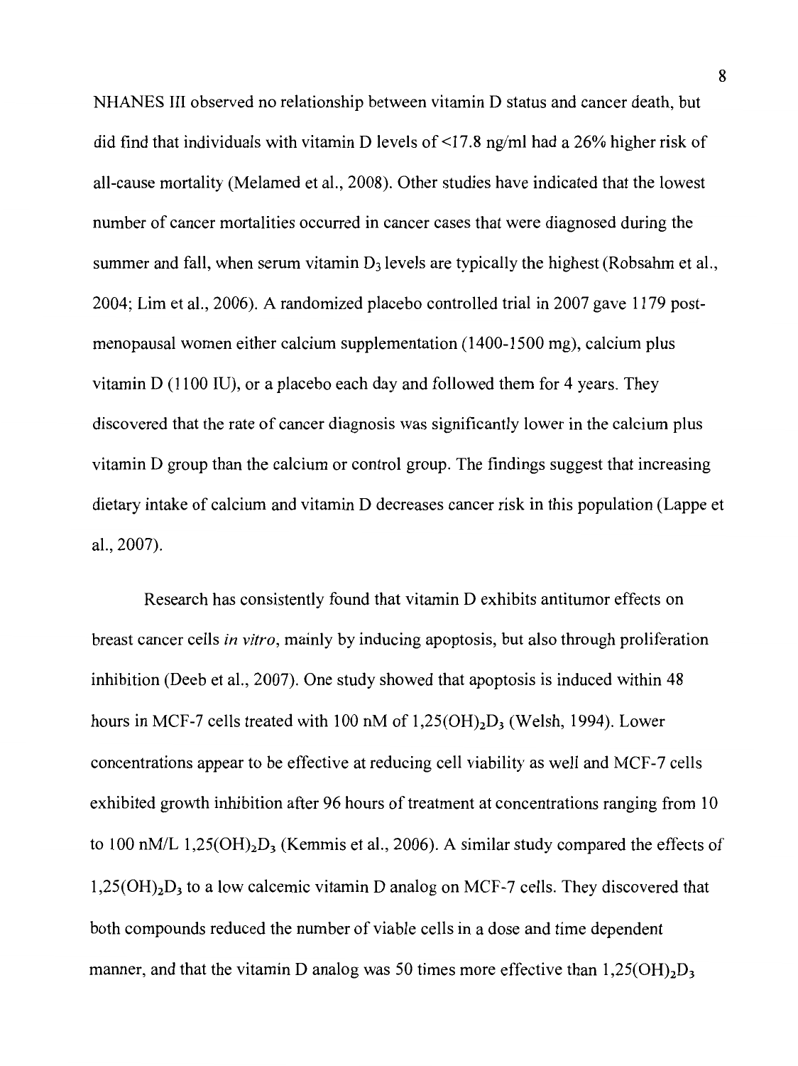NHANES III observed no relationship between vitamin D status and cancer death, but did find that individuals with vitamin D levels of <17.8 ng/ml had a 26% higher risk of all-cause mortality (Melamed et al., 2008). Other studies have indicated that the lowest number of cancer mortalities occurred in cancer cases that were diagnosed during the summer and fall, when serum vitamin $D_3$ levels are typically the highest (Robsahm et al., 2004; Lim et al., 2006). A randomized placebo controlled trial in 2007 gave 1179 post-menopausal women either calcium supplementation (1400-1500 mg), calcium plus vitamin D (1100 IU), or a placebo each day and followed them for 4 years. They discovered that the rate of cancer diagnosis was significantly lower in the calcium plus vitamin D group than the calcium or control group. The findings suggest that increasing dietary intake of calcium and vitamin D decreases cancer risk in this population (Lappe et al., 2007).

Research has consistently found that vitamin D exhibits antitumor effects on breast cancer cells *in vitro*, mainly by inducing apoptosis, but also through proliferation inhibition (Deeb et al., 2007). One study showed that apoptosis is induced within 48 hours in MCF-7 cells treated with 100 nM of $1{,}25(OH)_2D_3$ (Welsh, 1994). Lower concentrations appear to be effective at reducing cell viability as well and MCF-7 cells exhibited growth inhibition after 96 hours of treatment at concentrations ranging from 10 to 100 nM/L $1{,}25(OH)_2D_3$ (Kemmis et al., 2006). A similar study compared the effects of $1{,}25(OH)_2D_3$ to a low calcemic vitamin D analog on MCF-7 cells. They discovered that both compounds reduced the number of viable cells in a dose and time dependent manner, and that the vitamin D analog was 50 times more effective than $1{,}25(OH)_2D_3$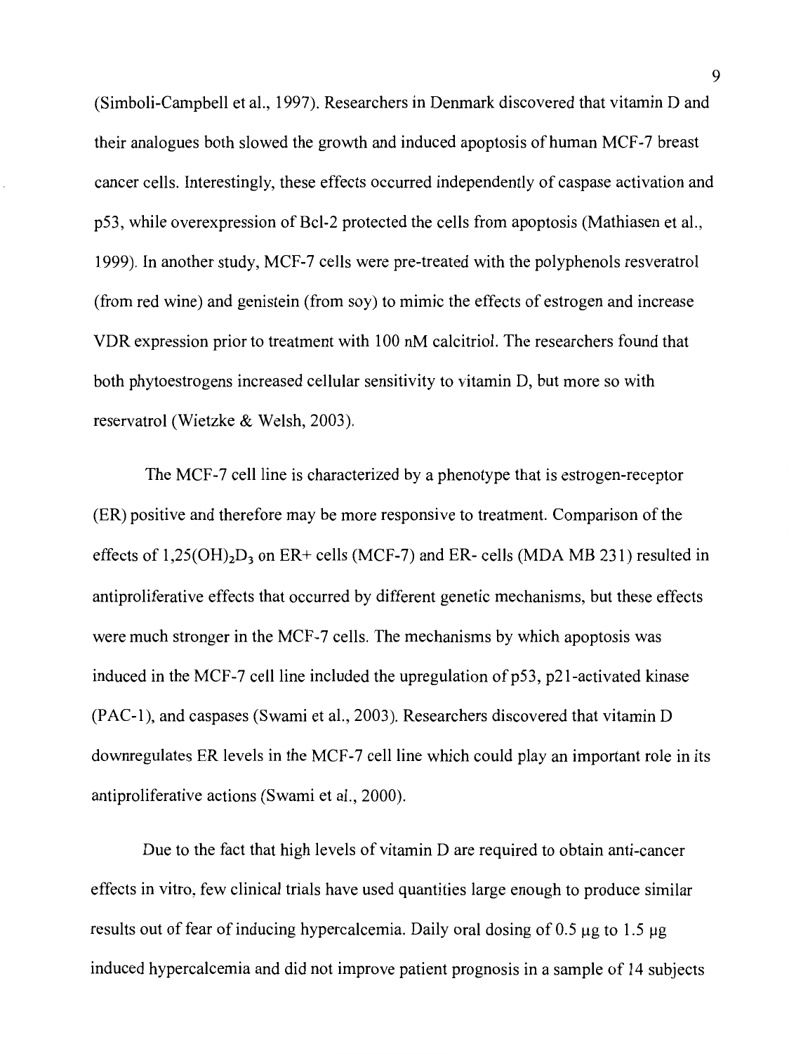(Simboli-Campbell et al., 1997). Researchers in Denmark discovered that vitamin D and their analogues both slowed the growth and induced apoptosis of human MCF-7 breast cancer cells. Interestingly, these effects occurred independently of caspase activation and p53, while overexpression of Bcl-2 protected the cells from apoptosis (Mathiasen et al., 1999). In another study, MCF-7 cells were pre-treated with the polyphenols resveratrol (from red wine) and genistein (from soy) to mimic the effects of estrogen and increase VDR expression prior to treatment with 100 nM calcitriol. The researchers found that both phytoestrogens increased cellular sensitivity to vitamin D, but more so with reservatrol (Wietzke & Welsh, 2003).

The MCF-7 cell line is characterized by a phenotype that is estrogen-receptor (ER) positive and therefore may be more responsive to treatment. Comparison of the effects of $1{,}25(OH)_2D_3$ on ER+ cells (MCF-7) and ER- cells (MDA MB 231) resulted in antiproliferative effects that occurred by different genetic mechanisms, but these effects were much stronger in the MCF-7 cells. The mechanisms by which apoptosis was induced in the MCF-7 cell line included the upregulation of p53, p21-activated kinase (PAC-1), and caspases (Swami et al., 2003). Researchers discovered that vitamin D downregulates ER levels in the MCF-7 cell line which could play an important role in its antiproliferative actions (Swami et al., 2000).

Due to the fact that high levels of vitamin D are required to obtain anti-cancer effects in vitro, few clinical trials have used quantities large enough to produce similar results out of fear of inducing hypercalcemia. Daily oral dosing of 0.5 μg to 1.5 μg induced hypercalcemia and did not improve patient prognosis in a sample of 14 subjects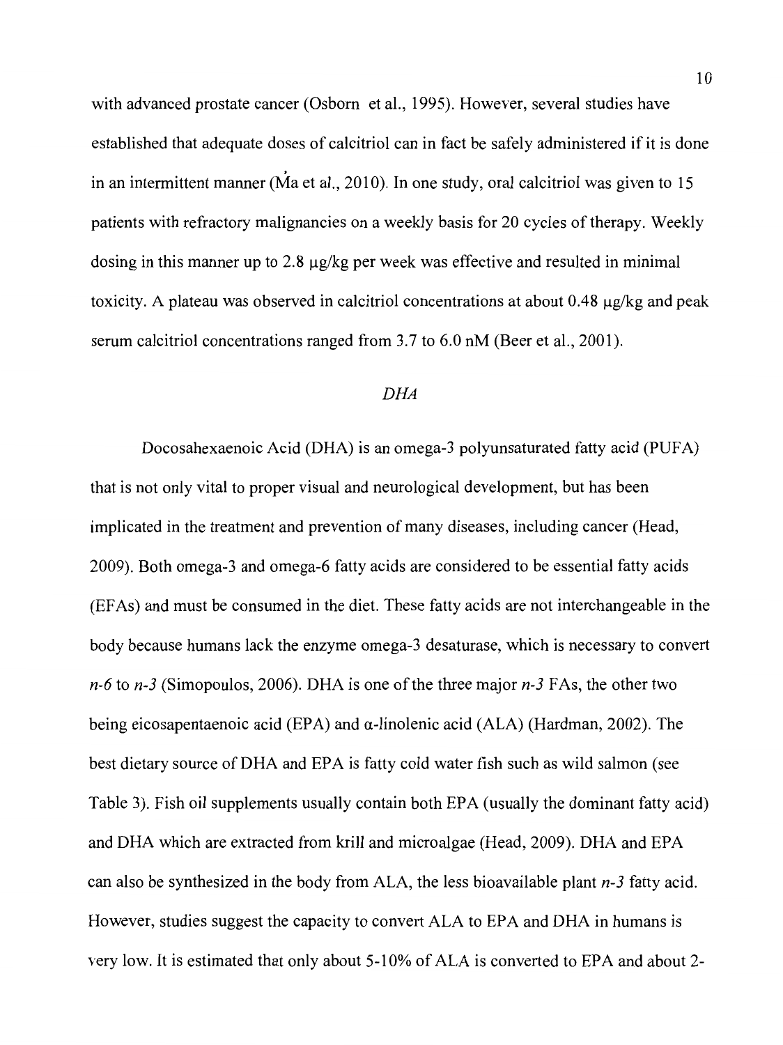with advanced prostate cancer (Osborn et al., 1995). However, several studies have established that adequate doses of calcitriol can in fact be safely administered if it is done in an intermittent manner (Ma et al., 2010). In one study, oral calcitriol was given to 15 patients with refractory malignancies on a weekly basis for 20 cycles of therapy. Weekly dosing in this manner up to 2.8 μg/kg per week was effective and resulted in minimal toxicity. A plateau was observed in calcitriol concentrations at about 0.48 μg/kg and peak serum calcitriol concentrations ranged from 3.7 to 6.0 nM (Beer et al., 2001).

### *DHA*

Docosahexaenoic Acid (DHA) is an omega-3 polyunsaturated fatty acid (PUFA) that is not only vital to proper visual and neurological development, but has been implicated in the treatment and prevention of many diseases, including cancer (Head, 2009). Both omega-3 and omega-6 fatty acids are considered to be essential fatty acids (EFAs) and must be consumed in the diet. These fatty acids are not interchangeable in the body because humans lack the enzyme omega-3 desaturase, which is necessary to convert *n-6* to *n-3* (Simopoulos, 2006). DHA is one of the three major *n-3* FAs, the other two being eicosapentaenoic acid (EPA) and α-linolenic acid (ALA) (Hardman, 2002). The best dietary source of DHA and EPA is fatty cold water fish such as wild salmon (see Table 3). Fish oil supplements usually contain both EPA (usually the dominant fatty acid) and DHA which are extracted from krill and microalgae (Head, 2009). DHA and EPA can also be synthesized in the body from ALA, the less bioavailable plant *n-3* fatty acid. However, studies suggest the capacity to convert ALA to EPA and DHA in humans is very low. It is estimated that only about 5-10% of ALA is converted to EPA and about 2-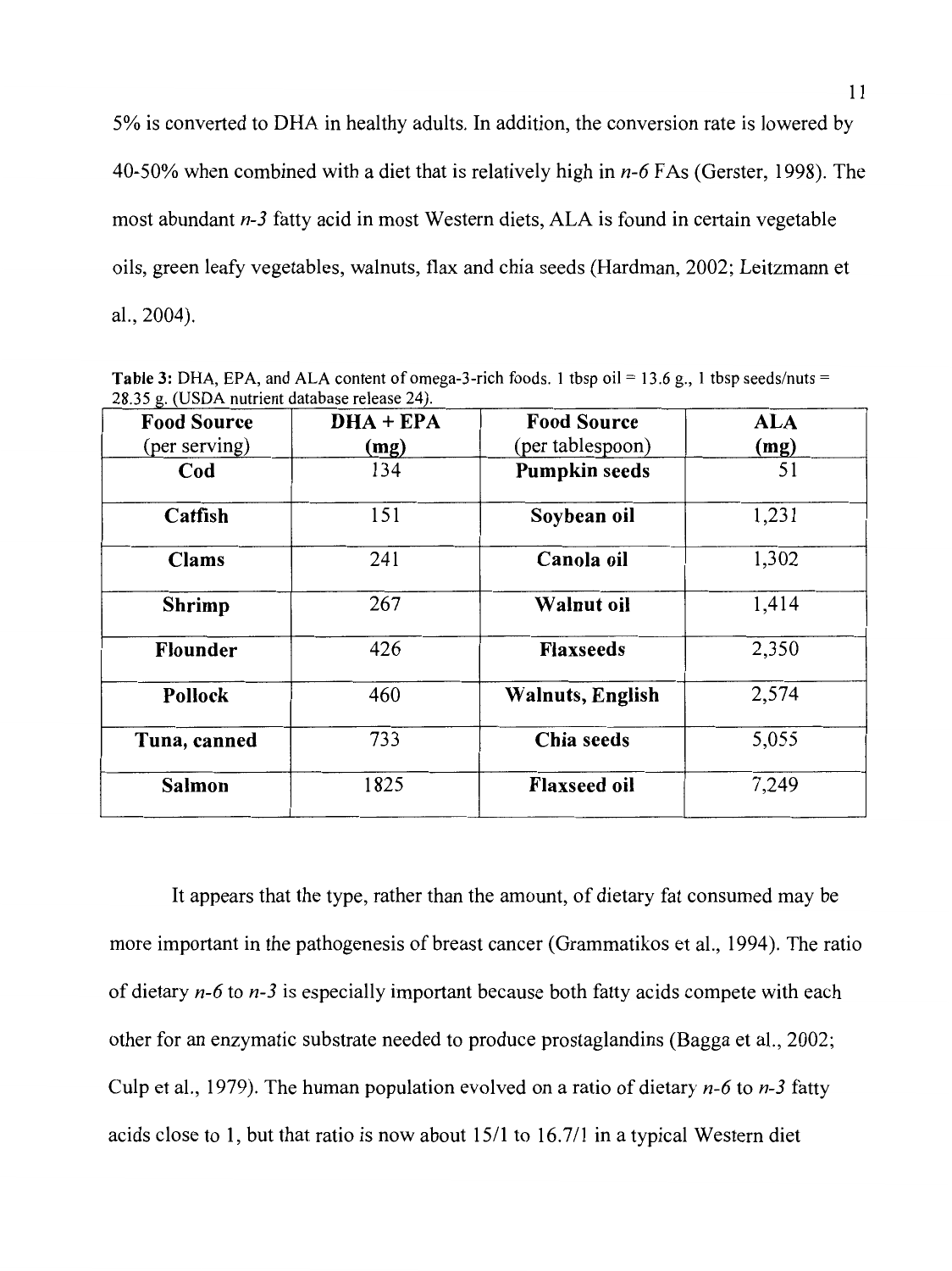5% is converted to DHA in healthy adults. In addition, the conversion rate is lowered by 40-50% when combined with a diet that is relatively high in *n-6* FAs (Gerster, 1998). The most abundant *n-3* fatty acid in most Western diets, ALA is found in certain vegetable oils, green leafy vegetables, walnuts, flax and chia seeds (Hardman, 2002; Leitzmann et al., 2004).

**Table 3:** DHA, EPA, and ALA content of omega-3-rich foods. 1 tbsp oil = 13.6 g., 1 tbsp seeds/nuts = 28.35 g. (USDA nutrient database release 24).

| Food Source (per serving) | DHA + EPA (mg) | Food Source (per tablespoon) | ALA (mg) |
|---|---|---|---|
| **Cod** | 134 | **Pumpkin seeds** | 51 |
| **Catfish** | 151 | **Soybean oil** | 1,231 |
| **Clams** | 241 | **Canola oil** | 1,302 |
| **Shrimp** | 267 | **Walnut oil** | 1,414 |
| **Flounder** | 426 | **Flaxseeds** | 2,350 |
| **Pollock** | 460 | **Walnuts, English** | 2,574 |
| **Tuna, canned** | 733 | **Chia seeds** | 5,055 |
| **Salmon** | 1825 | **Flaxseed oil** | 7,249 |

It appears that the type, rather than the amount, of dietary fat consumed may be more important in the pathogenesis of breast cancer (Grammatikos et al., 1994). The ratio of dietary *n-6* to *n-3* is especially important because both fatty acids compete with each other for an enzymatic substrate needed to produce prostaglandins (Bagga et al., 2002; Culp et al., 1979). The human population evolved on a ratio of dietary *n-6* to *n-3* fatty acids close to 1, but that ratio is now about 15/1 to 16.7/1 in a typical Western diet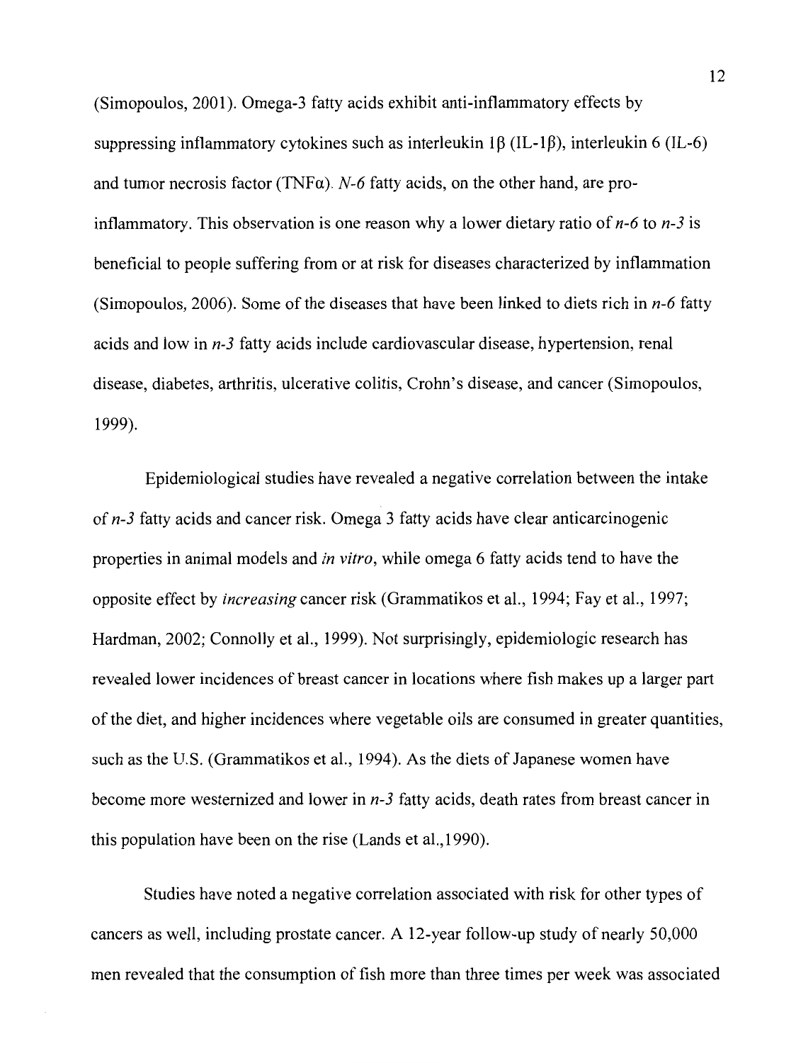(Simopoulos, 2001). Omega-3 fatty acids exhibit anti-inflammatory effects by suppressing inflammatory cytokines such as interleukin 1β (IL-1β), interleukin 6 (IL-6) and tumor necrosis factor (TNFα). *N-6* fatty acids, on the other hand, are pro-inflammatory. This observation is one reason why a lower dietary ratio of *n-6* to *n-3* is beneficial to people suffering from or at risk for diseases characterized by inflammation (Simopoulos, 2006). Some of the diseases that have been linked to diets rich in *n-6* fatty acids and low in *n-3* fatty acids include cardiovascular disease, hypertension, renal disease, diabetes, arthritis, ulcerative colitis, Crohn's disease, and cancer (Simopoulos, 1999).

Epidemiological studies have revealed a negative correlation between the intake of *n-3* fatty acids and cancer risk. Omega 3 fatty acids have clear anticarcinogenic properties in animal models and *in vitro*, while omega 6 fatty acids tend to have the opposite effect by *increasing* cancer risk (Grammatikos et al., 1994; Fay et al., 1997; Hardman, 2002; Connolly et al., 1999). Not surprisingly, epidemiologic research has revealed lower incidences of breast cancer in locations where fish makes up a larger part of the diet, and higher incidences where vegetable oils are consumed in greater quantities, such as the U.S. (Grammatikos et al., 1994). As the diets of Japanese women have become more westernized and lower in *n-3* fatty acids, death rates from breast cancer in this population have been on the rise (Lands et al.,1990).

Studies have noted a negative correlation associated with risk for other types of cancers as well, including prostate cancer. A 12-year follow-up study of nearly 50,000 men revealed that the consumption of fish more than three times per week was associated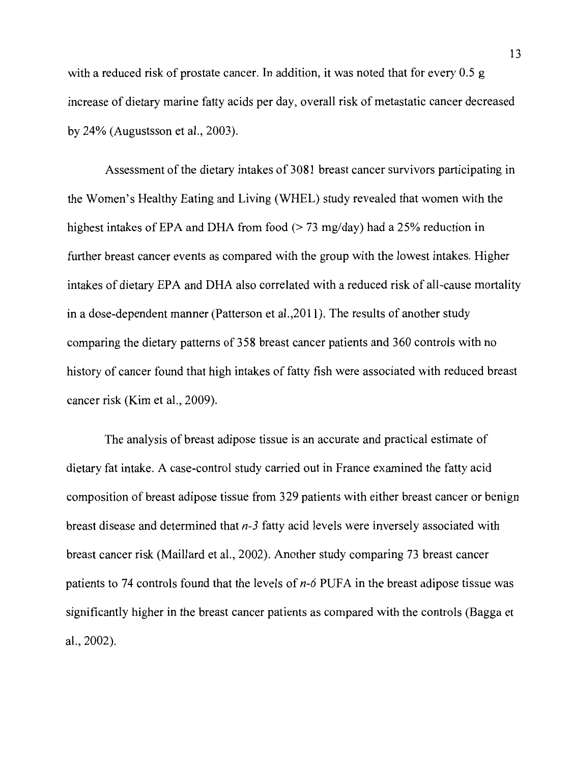with a reduced risk of prostate cancer. In addition, it was noted that for every 0.5 g increase of dietary marine fatty acids per day, overall risk of metastatic cancer decreased by 24% (Augustsson et al., 2003).

Assessment of the dietary intakes of 3081 breast cancer survivors participating in the Women's Healthy Eating and Living (WHEL) study revealed that women with the highest intakes of EPA and DHA from food (> 73 mg/day) had a 25% reduction in further breast cancer events as compared with the group with the lowest intakes. Higher intakes of dietary EPA and DHA also correlated with a reduced risk of all-cause mortality in a dose-dependent manner (Patterson et al.,2011). The results of another study comparing the dietary patterns of 358 breast cancer patients and 360 controls with no history of cancer found that high intakes of fatty fish were associated with reduced breast cancer risk (Kim et al., 2009).

The analysis of breast adipose tissue is an accurate and practical estimate of dietary fat intake. A case-control study carried out in France examined the fatty acid composition of breast adipose tissue from 329 patients with either breast cancer or benign breast disease and determined that *n-3* fatty acid levels were inversely associated with breast cancer risk (Maillard et al., 2002). Another study comparing 73 breast cancer patients to 74 controls found that the levels of *n-6* PUFA in the breast adipose tissue was significantly higher in the breast cancer patients as compared with the controls (Bagga et al., 2002).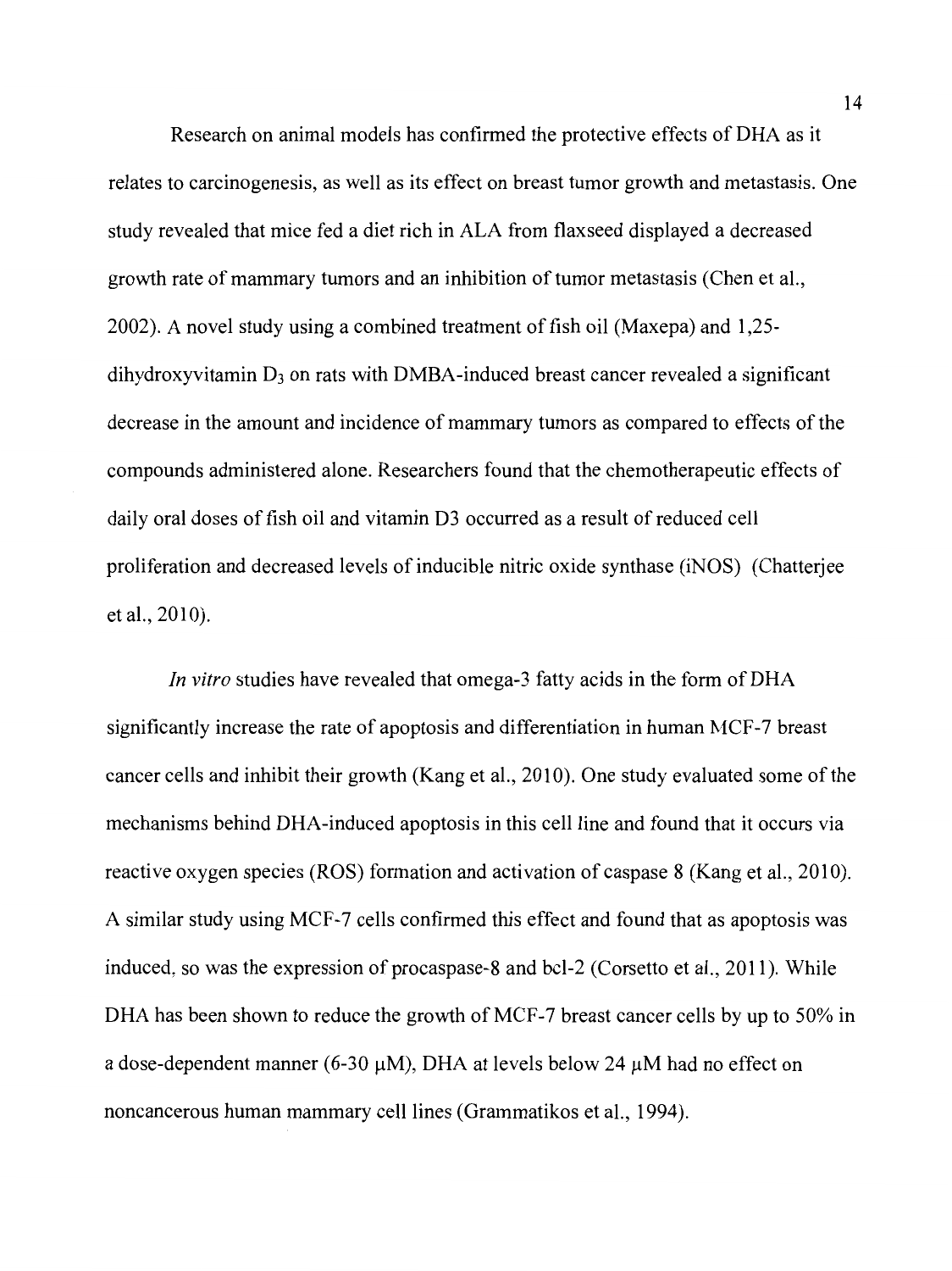Research on animal models has confirmed the protective effects of DHA as it relates to carcinogenesis, as well as its effect on breast tumor growth and metastasis. One study revealed that mice fed a diet rich in ALA from flaxseed displayed a decreased growth rate of mammary tumors and an inhibition of tumor metastasis (Chen et al., 2002). A novel study using a combined treatment of fish oil (Maxepa) and 1,25-dihydroxyvitamin $D_3$ on rats with DMBA-induced breast cancer revealed a significant decrease in the amount and incidence of mammary tumors as compared to effects of the compounds administered alone. Researchers found that the chemotherapeutic effects of daily oral doses of fish oil and vitamin D3 occurred as a result of reduced cell proliferation and decreased levels of inducible nitric oxide synthase (iNOS) (Chatterjee et al., 2010).

*In vitro* studies have revealed that omega-3 fatty acids in the form of DHA significantly increase the rate of apoptosis and differentiation in human MCF-7 breast cancer cells and inhibit their growth (Kang et al., 2010). One study evaluated some of the mechanisms behind DHA-induced apoptosis in this cell line and found that it occurs via reactive oxygen species (ROS) formation and activation of caspase 8 (Kang et al., 2010). A similar study using MCF-7 cells confirmed this effect and found that as apoptosis was induced, so was the expression of procaspase-8 and bcl-2 (Corsetto et al., 2011). While DHA has been shown to reduce the growth of MCF-7 breast cancer cells by up to 50% in a dose-dependent manner (6-30 μM), DHA at levels below 24 μM had no effect on noncancerous human mammary cell lines (Grammatikos et al., 1994).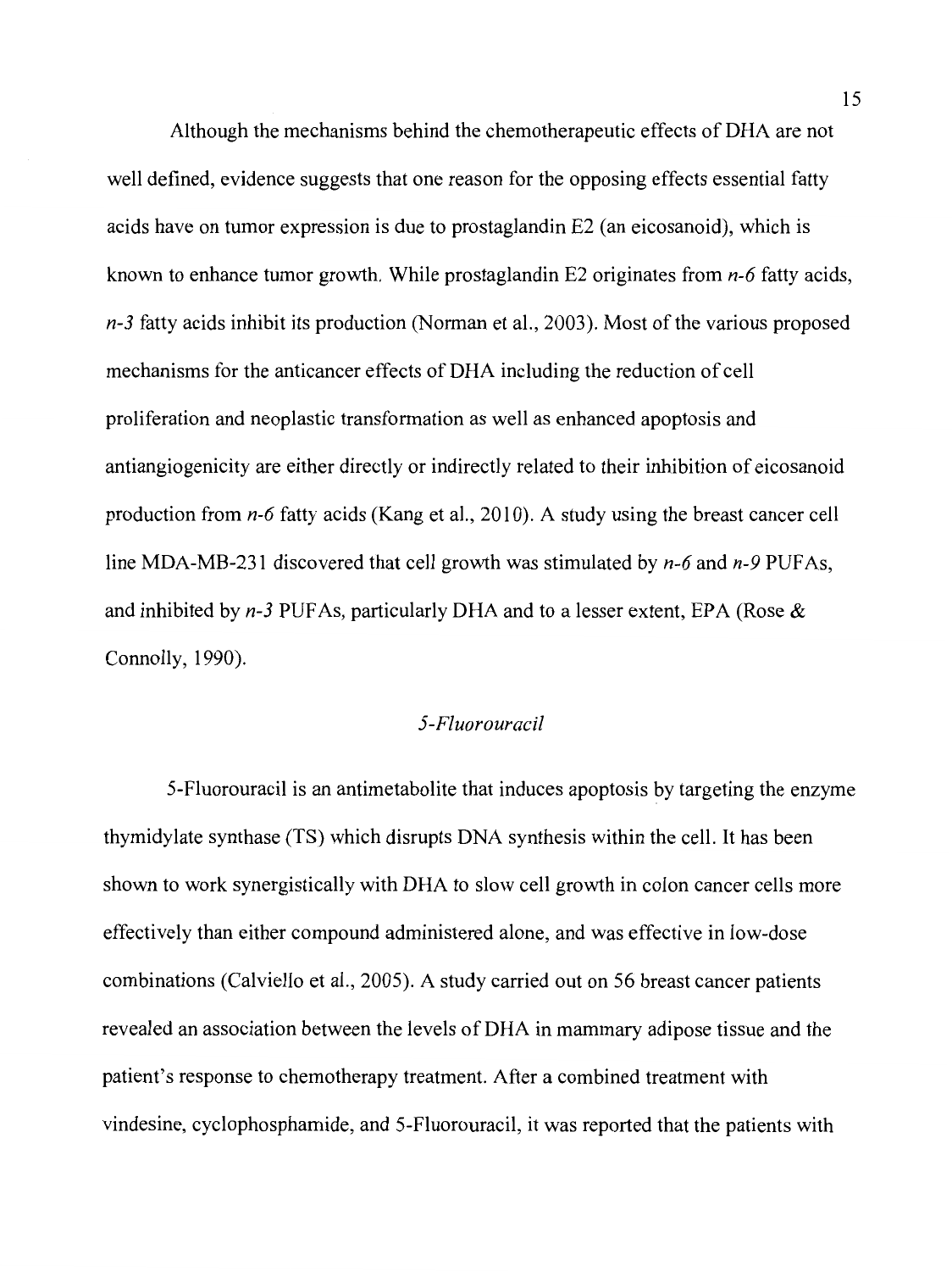Although the mechanisms behind the chemotherapeutic effects of DHA are not well defined, evidence suggests that one reason for the opposing effects essential fatty acids have on tumor expression is due to prostaglandin E2 (an eicosanoid), which is known to enhance tumor growth. While prostaglandin E2 originates from *n-6* fatty acids, *n-3* fatty acids inhibit its production (Norman et al., 2003). Most of the various proposed mechanisms for the anticancer effects of DHA including the reduction of cell proliferation and neoplastic transformation as well as enhanced apoptosis and antiangiogenicity are either directly or indirectly related to their inhibition of eicosanoid production from *n-6* fatty acids (Kang et al., 2010). A study using the breast cancer cell line MDA-MB-231 discovered that cell growth was stimulated by *n-6* and *n-9* PUFAs, and inhibited by *n-3* PUFAs, particularly DHA and to a lesser extent, EPA (Rose & Connolly, 1990).

### *5-Fluorouracil*

5-Fluorouracil is an antimetabolite that induces apoptosis by targeting the enzyme thymidylate synthase (TS) which disrupts DNA synthesis within the cell. It has been shown to work synergistically with DHA to slow cell growth in colon cancer cells more effectively than either compound administered alone, and was effective in low-dose combinations (Calviello et al., 2005). A study carried out on 56 breast cancer patients revealed an association between the levels of DHA in mammary adipose tissue and the patient's response to chemotherapy treatment. After a combined treatment with vindesine, cyclophosphamide, and 5-Fluorouracil, it was reported that the patients with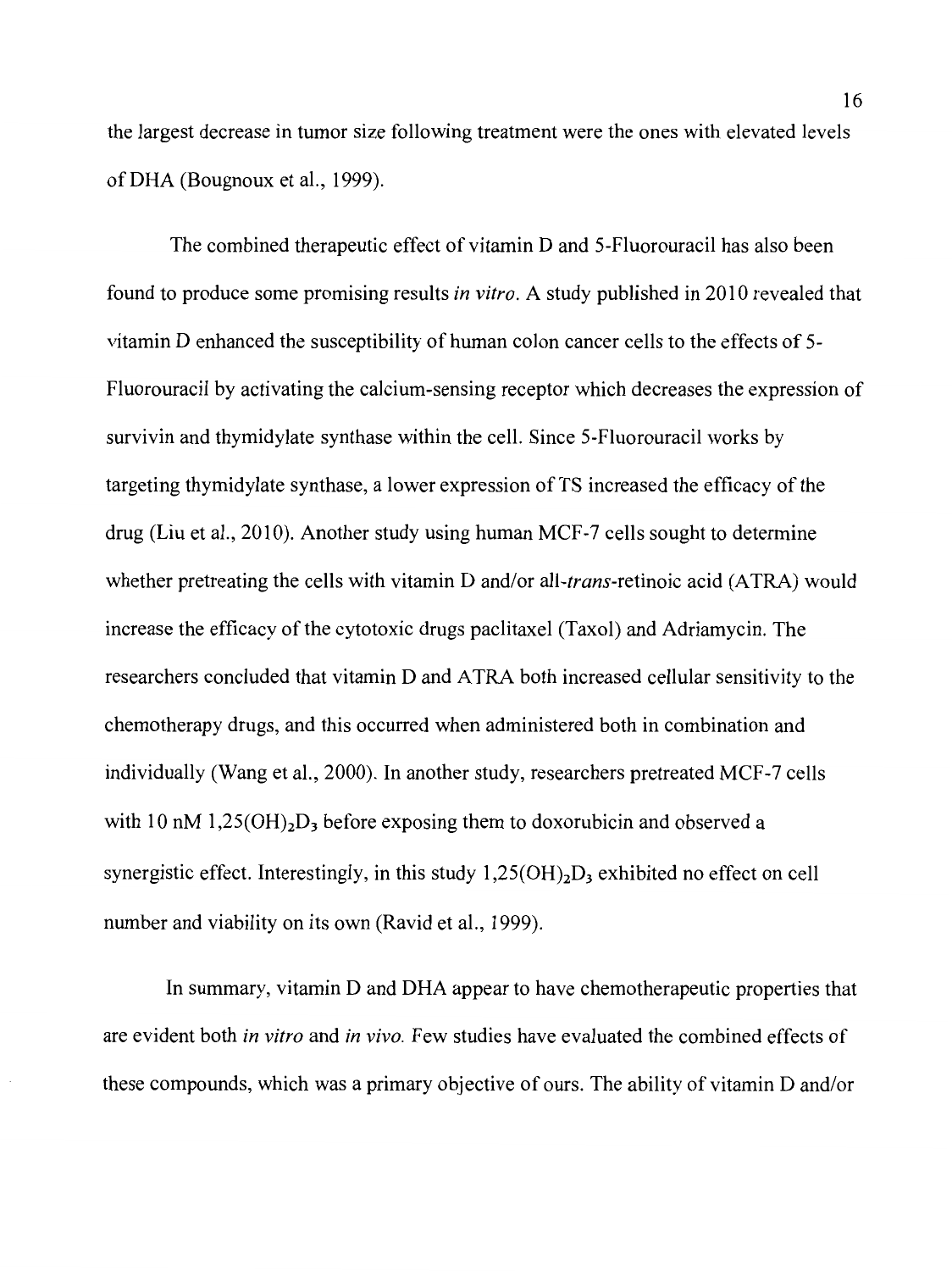the largest decrease in tumor size following treatment were the ones with elevated levels of DHA (Bougnoux et al., 1999).

The combined therapeutic effect of vitamin D and 5-Fluorouracil has also been found to produce some promising results *in vitro*. A study published in 2010 revealed that vitamin D enhanced the susceptibility of human colon cancer cells to the effects of 5-Fluorouracil by activating the calcium-sensing receptor which decreases the expression of survivin and thymidylate synthase within the cell. Since 5-Fluorouracil works by targeting thymidylate synthase, a lower expression of TS increased the efficacy of the drug (Liu et al., 2010). Another study using human MCF-7 cells sought to determine whether pretreating the cells with vitamin D and/or all-*trans*-retinoic acid (ATRA) would increase the efficacy of the cytotoxic drugs paclitaxel (Taxol) and Adriamycin. The researchers concluded that vitamin D and ATRA both increased cellular sensitivity to the chemotherapy drugs, and this occurred when administered both in combination and individually (Wang et al., 2000). In another study, researchers pretreated MCF-7 cells with 10 nM $1{,}25(OH)_2D_3$ before exposing them to doxorubicin and observed a synergistic effect. Interestingly, in this study $1{,}25(OH)_2D_3$ exhibited no effect on cell number and viability on its own (Ravid et al., 1999).

In summary, vitamin D and DHA appear to have chemotherapeutic properties that are evident both *in vitro* and *in vivo*. Few studies have evaluated the combined effects of these compounds, which was a primary objective of ours. The ability of vitamin D and/or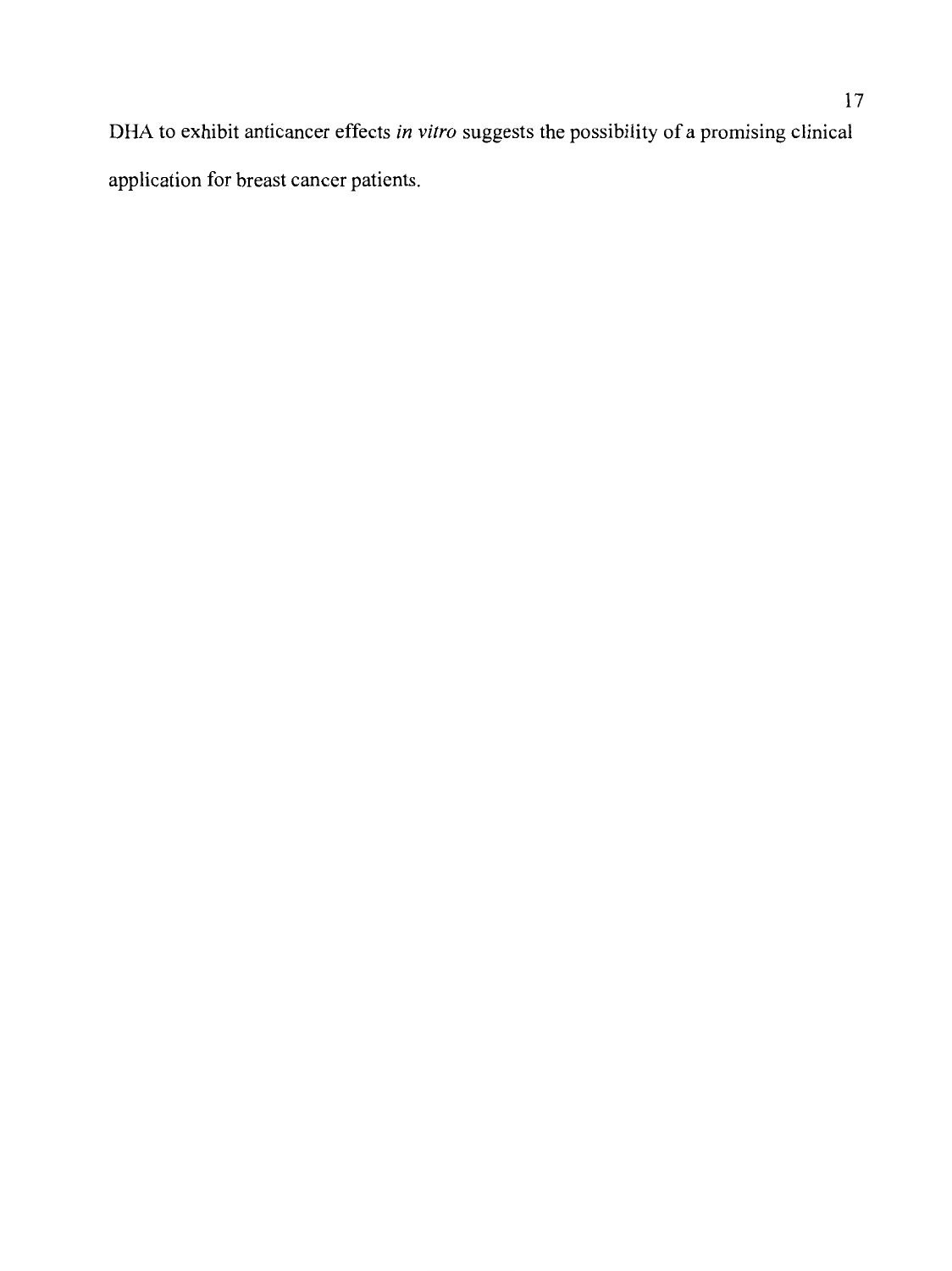DHA to exhibit anticancer effects *in vitro* suggests the possibility of a promising clinical application for breast cancer patients.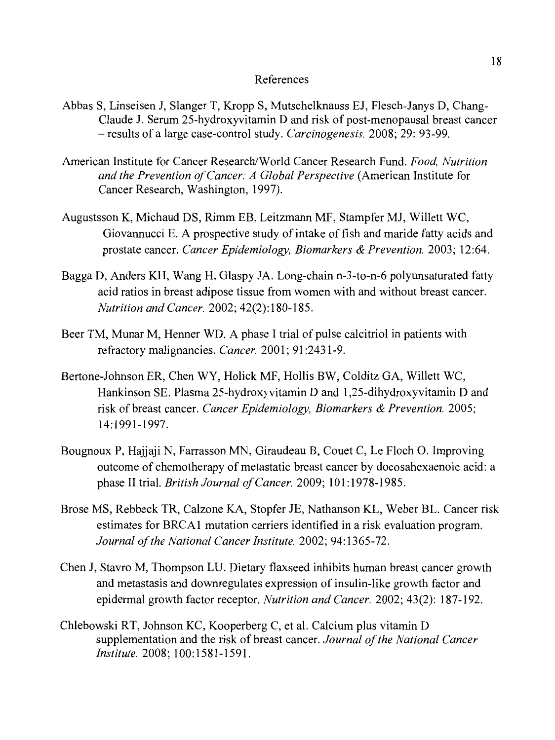# References

Abbas S, Linseisen J, Slanger T, Kropp S, Mutschelknauss EJ, Flesch-Janys D, Chang-Claude J. Serum 25-hydroxyvitamin D and risk of post-menopausal breast cancer – results of a large case-control study. *Carcinogenesis.* 2008; 29: 93-99.

American Institute for Cancer Research/World Cancer Research Fund. *Food, Nutrition and the Prevention of Cancer: A Global Perspective* (American Institute for Cancer Research, Washington, 1997).

Augustsson K, Michaud DS, Rimm EB, Leitzmann MF, Stampfer MJ, Willett WC, Giovannucci E. A prospective study of intake of fish and maride fatty acids and prostate cancer. *Cancer Epidemiology, Biomarkers & Prevention.* 2003; 12:64.

Bagga D, Anders KH, Wang H, Glaspy JA. Long-chain n-3-to-n-6 polyunsaturated fatty acid ratios in breast adipose tissue from women with and without breast cancer. *Nutrition and Cancer.* 2002; 42(2):180-185.

Beer TM, Munar M, Henner WD. A phase I trial of pulse calcitriol in patients with refractory malignancies. *Cancer.* 2001; 91:2431-9.

Bertone-Johnson ER, Chen WY, Holick MF, Hollis BW, Colditz GA, Willett WC, Hankinson SE. Plasma 25-hydroxyvitamin D and 1,25-dihydroxyvitamin D and risk of breast cancer. *Cancer Epidemiology, Biomarkers & Prevention.* 2005; 14:1991-1997.

Bougnoux P, Hajjaji N, Farrasson MN, Giraudeau B, Couet C, Le Floch O. Improving outcome of chemotherapy of metastatic breast cancer by docosahexaenoic acid: a phase II trial. *British Journal of Cancer.* 2009; 101:1978-1985.

Brose MS, Rebbeck TR, Calzone KA, Stopfer JE, Nathanson KL, Weber BL. Cancer risk estimates for BRCA1 mutation carriers identified in a risk evaluation program. *Journal of the National Cancer Institute.* 2002; 94:1365-72.

Chen J, Stavro M, Thompson LU. Dietary flaxseed inhibits human breast cancer growth and metastasis and downregulates expression of insulin-like growth factor and epidermal growth factor receptor. *Nutrition and Cancer.* 2002; 43(2): 187-192.

Chlebowski RT, Johnson KC, Kooperberg C, et al. Calcium plus vitamin D supplementation and the risk of breast cancer. *Journal of the National Cancer Institute.* 2008; 100:1581-1591.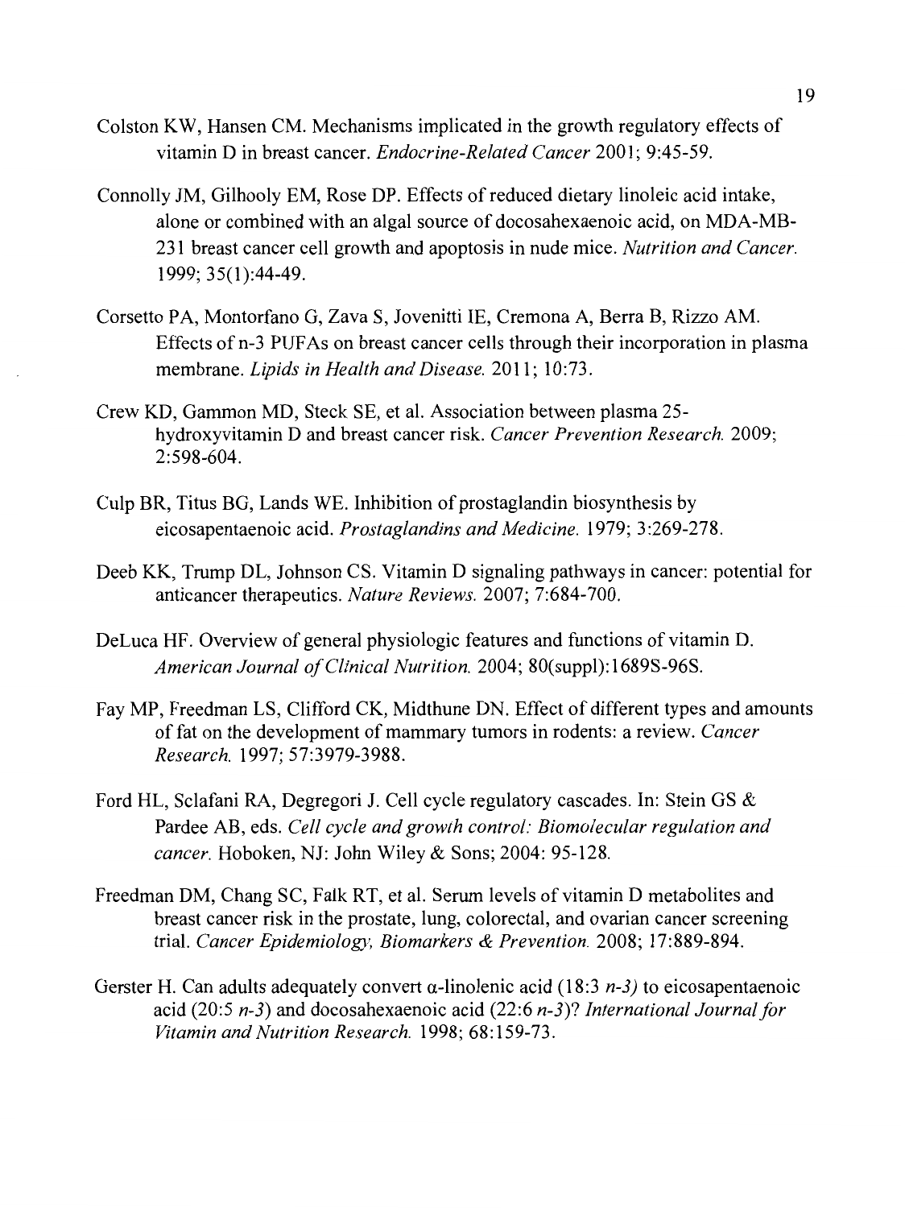Colston KW, Hansen CM. Mechanisms implicated in the growth regulatory effects of vitamin D in breast cancer. *Endocrine-Related Cancer* 2001; 9:45-59.

Connolly JM, Gilhooly EM, Rose DP. Effects of reduced dietary linoleic acid intake, alone or combined with an algal source of docosahexaenoic acid, on MDA-MB-231 breast cancer cell growth and apoptosis in nude mice. *Nutrition and Cancer.* 1999; 35(1):44-49.

Corsetto PA, Montorfano G, Zava S, Jovenitti IE, Cremona A, Berra B, Rizzo AM. Effects of n-3 PUFAs on breast cancer cells through their incorporation in plasma membrane. *Lipids in Health and Disease.* 2011; 10:73.

Crew KD, Gammon MD, Steck SE, et al. Association between plasma 25-hydroxyvitamin D and breast cancer risk. *Cancer Prevention Research.* 2009; 2:598-604.

Culp BR, Titus BG, Lands WE. Inhibition of prostaglandin biosynthesis by eicosapentaenoic acid. *Prostaglandins and Medicine.* 1979; 3:269-278.

Deeb KK, Trump DL, Johnson CS. Vitamin D signaling pathways in cancer: potential for anticancer therapeutics. *Nature Reviews.* 2007; 7:684-700.

DeLuca HF. Overview of general physiologic features and functions of vitamin D. *American Journal of Clinical Nutrition.* 2004; 80(suppl):1689S-96S.

Fay MP, Freedman LS, Clifford CK, Midthune DN. Effect of different types and amounts of fat on the development of mammary tumors in rodents: a review. *Cancer Research.* 1997; 57:3979-3988.

Ford HL, Sclafani RA, Degregori J. Cell cycle regulatory cascades. In: Stein GS & Pardee AB, eds. *Cell cycle and growth control: Biomolecular regulation and cancer.* Hoboken, NJ: John Wiley & Sons; 2004: 95-128.

Freedman DM, Chang SC, Falk RT, et al. Serum levels of vitamin D metabolites and breast cancer risk in the prostate, lung, colorectal, and ovarian cancer screening trial. *Cancer Epidemiology, Biomarkers & Prevention.* 2008; 17:889-894.

Gerster H. Can adults adequately convert α-linolenic acid (18:3 *n-3*) to eicosapentaenoic acid (20:5 *n-3*) and docosahexaenoic acid (22:6 *n-3*)? *International Journal for Vitamin and Nutrition Research.* 1998; 68:159-73.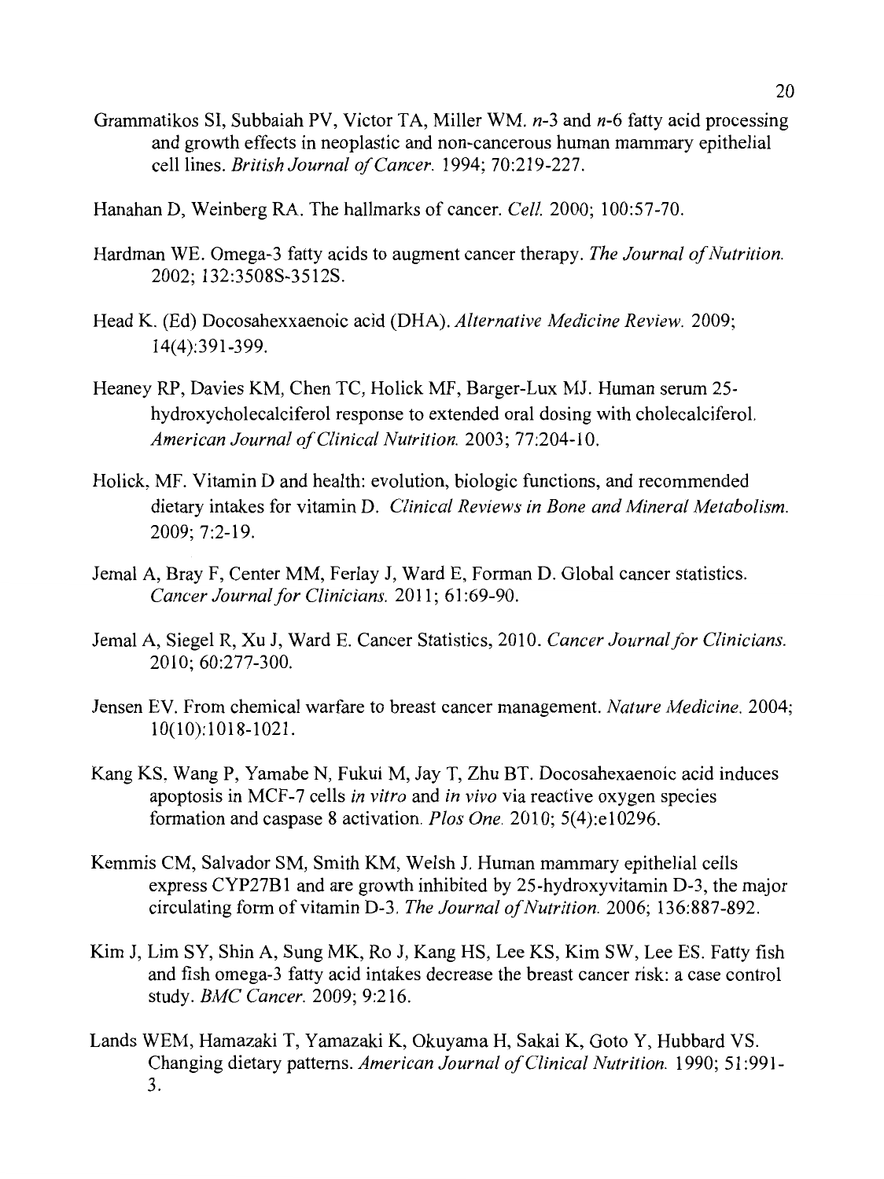Grammatikos SI, Subbaiah PV, Victor TA, Miller WM. *n*-3 and *n*-6 fatty acid processing and growth effects in neoplastic and non-cancerous human mammary epithelial cell lines. *British Journal of Cancer.* 1994; 70:219-227.

Hanahan D, Weinberg RA. The hallmarks of cancer. *Cell.* 2000; 100:57-70.

Hardman WE. Omega-3 fatty acids to augment cancer therapy. *The Journal of Nutrition.* 2002; 132:3508S-3512S.

Head K. (Ed) Docosahexxaenoic acid (DHA). *Alternative Medicine Review.* 2009; 14(4):391-399.

Heaney RP, Davies KM, Chen TC, Holick MF, Barger-Lux MJ. Human serum 25-hydroxycholecalciferol response to extended oral dosing with cholecalciferol. *American Journal of Clinical Nutrition.* 2003; 77:204-10.

Holick, MF. Vitamin D and health: evolution, biologic functions, and recommended dietary intakes for vitamin D. *Clinical Reviews in Bone and Mineral Metabolism.* 2009; 7:2-19.

Jemal A, Bray F, Center MM, Ferlay J, Ward E, Forman D. Global cancer statistics. *Cancer Journal for Clinicians.* 2011; 61:69-90.

Jemal A, Siegel R, Xu J, Ward E. Cancer Statistics, 2010. *Cancer Journal for Clinicians.* 2010; 60:277-300.

Jensen EV. From chemical warfare to breast cancer management. *Nature Medicine.* 2004; 10(10):1018-1021.

Kang KS, Wang P, Yamabe N, Fukui M, Jay T, Zhu BT. Docosahexaenoic acid induces apoptosis in MCF-7 cells *in vitro* and *in vivo* via reactive oxygen species formation and caspase 8 activation. *Plos One.* 2010; 5(4):e10296.

Kemmis CM, Salvador SM, Smith KM, Welsh J. Human mammary epithelial cells express CYP27B1 and are growth inhibited by 25-hydroxyvitamin D-3, the major circulating form of vitamin D-3. *The Journal of Nutrition.* 2006; 136:887-892.

Kim J, Lim SY, Shin A, Sung MK, Ro J, Kang HS, Lee KS, Kim SW, Lee ES. Fatty fish and fish omega-3 fatty acid intakes decrease the breast cancer risk: a case control study. *BMC Cancer.* 2009; 9:216.

Lands WEM, Hamazaki T, Yamazaki K, Okuyama H, Sakai K, Goto Y, Hubbard VS. Changing dietary patterns. *American Journal of Clinical Nutrition.* 1990; 51:991-3.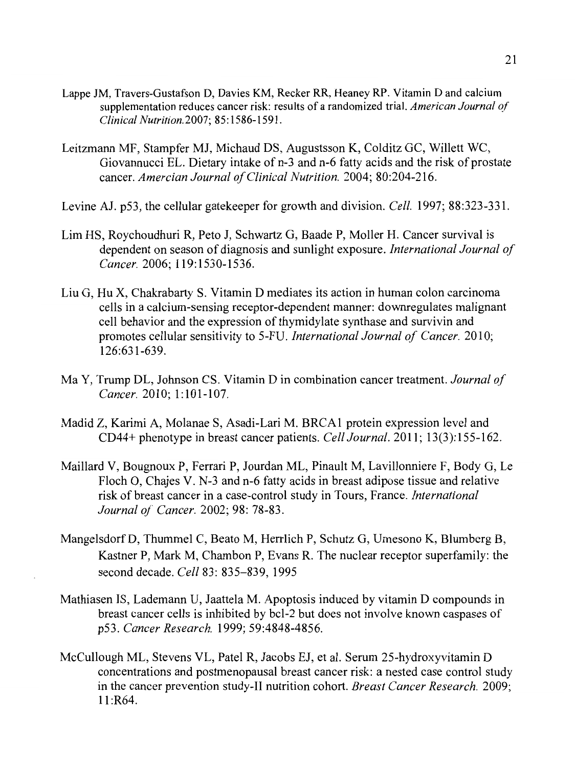Lappe JM, Travers-Gustafson D, Davies KM, Recker RR, Heaney RP. Vitamin D and calcium supplementation reduces cancer risk: results of a randomized trial. *American Journal of Clinical Nutrition.*2007; 85:1586-1591.

Leitzmann MF, Stampfer MJ, Michaud DS, Augustsson K, Colditz GC, Willett WC, Giovannucci EL. Dietary intake of n-3 and n-6 fatty acids and the risk of prostate cancer. *Amercian Journal of Clinical Nutrition.* 2004; 80:204-216.

Levine AJ. p53, the cellular gatekeeper for growth and division. *Cell.* 1997; 88:323-331.

Lim HS, Roychoudhuri R, Peto J, Schwartz G, Baade P, Moller H. Cancer survival is dependent on season of diagnosis and sunlight exposure. *International Journal of Cancer.* 2006; 119:1530-1536.

Liu G, Hu X, Chakrabarty S. Vitamin D mediates its action in human colon carcinoma cells in a calcium-sensing receptor-dependent manner: downregulates malignant cell behavior and the expression of thymidylate synthase and survivin and promotes cellular sensitivity to 5-FU. *International Journal of Cancer.* 2010; 126:631-639.

Ma Y, Trump DL, Johnson CS. Vitamin D in combination cancer treatment. *Journal of Cancer.* 2010; 1:101-107.

Madid Z, Karimi A, Molanae S, Asadi-Lari M. BRCA1 protein expression level and CD44+ phenotype in breast cancer patients. *Cell Journal.* 2011; 13(3):155-162.

Maillard V, Bougnoux P, Ferrari P, Jourdan ML, Pinault M, Lavillonniere F, Body G, Le Floch O, Chajes V. N-3 and n-6 fatty acids in breast adipose tissue and relative risk of breast cancer in a case-control study in Tours, France. *International Journal of Cancer.* 2002; 98: 78-83.

Mangelsdorf D, Thummel C, Beato M, Herrlich P, Schutz G, Umesono K, Blumberg B, Kastner P, Mark M, Chambon P, Evans R. The nuclear receptor superfamily: the second decade. *Cell* 83: 835–839, 1995

Mathiasen IS, Lademann U, Jaattela M. Apoptosis induced by vitamin D compounds in breast cancer cells is inhibited by bcl-2 but does not involve known caspases of p53. *Cancer Research.* 1999; 59:4848-4856.

McCullough ML, Stevens VL, Patel R, Jacobs EJ, et al. Serum 25-hydroxyvitamin D concentrations and postmenopausal breast cancer risk: a nested case control study in the cancer prevention study-II nutrition cohort. *Breast Cancer Research.* 2009; 11:R64.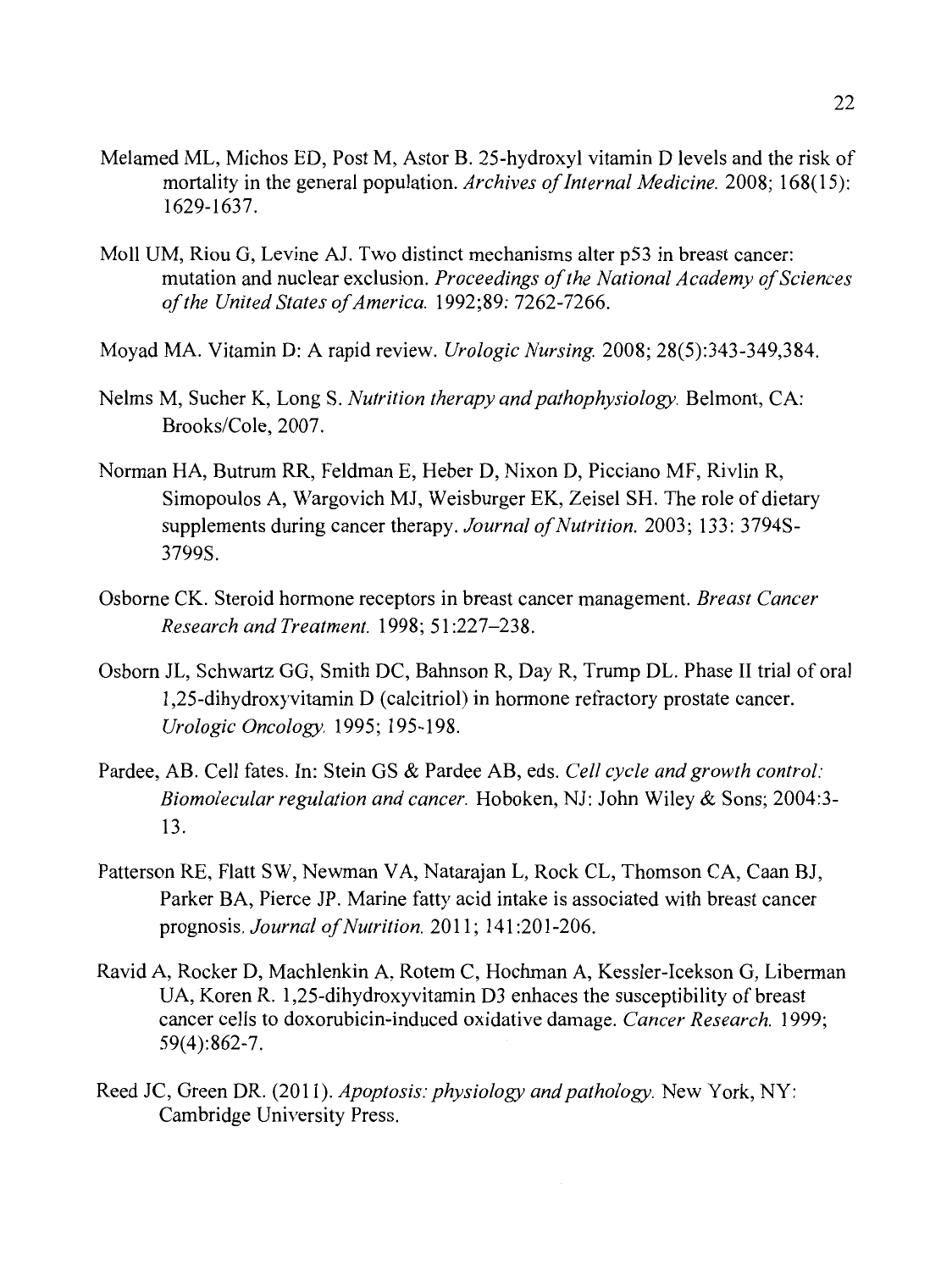Melamed ML, Michos ED, Post M, Astor B. 25-hydroxyl vitamin D levels and the risk of mortality in the general population. *Archives of Internal Medicine.* 2008; 168(15): 1629-1637.

Moll UM, Riou G, Levine AJ. Two distinct mechanisms alter p53 in breast cancer: mutation and nuclear exclusion. *Proceedings of the National Academy of Sciences of the United States of America.* 1992;89: 7262-7266.

Moyad MA. Vitamin D: A rapid review. *Urologic Nursing.* 2008; 28(5):343-349,384.

Nelms M, Sucher K, Long S. *Nutrition therapy and pathophysiology.* Belmont, CA: Brooks/Cole, 2007.

Norman HA, Butrum RR, Feldman E, Heber D, Nixon D, Picciano MF, Rivlin R, Simopoulos A, Wargovich MJ, Weisburger EK, Zeisel SH. The role of dietary supplements during cancer therapy. *Journal of Nutrition.* 2003; 133: 3794S-3799S.

Osborne CK. Steroid hormone receptors in breast cancer management. *Breast Cancer Research and Treatment.* 1998; 51:227–238.

Osborn JL, Schwartz GG, Smith DC, Bahnson R, Day R, Trump DL. Phase II trial of oral 1,25-dihydroxyvitamin D (calcitriol) in hormone refractory prostate cancer. *Urologic Oncology.* 1995; 195-198.

Pardee, AB. Cell fates. In: Stein GS & Pardee AB, eds. *Cell cycle and growth control: Biomolecular regulation and cancer.* Hoboken, NJ: John Wiley & Sons; 2004:3-13.

Patterson RE, Flatt SW, Newman VA, Natarajan L, Rock CL, Thomson CA, Caan BJ, Parker BA, Pierce JP. Marine fatty acid intake is associated with breast cancer prognosis. *Journal of Nutrition.* 2011; 141:201-206.

Ravid A, Rocker D, Machlenkin A, Rotem C, Hochman A, Kessler-Icekson G, Liberman UA, Koren R. 1,25-dihydroxyvitamin D3 enhaces the susceptibility of breast cancer cells to doxorubicin-induced oxidative damage. *Cancer Research.* 1999; 59(4):862-7.

Reed JC, Green DR. (2011). *Apoptosis: physiology and pathology.* New York, NY: Cambridge University Press.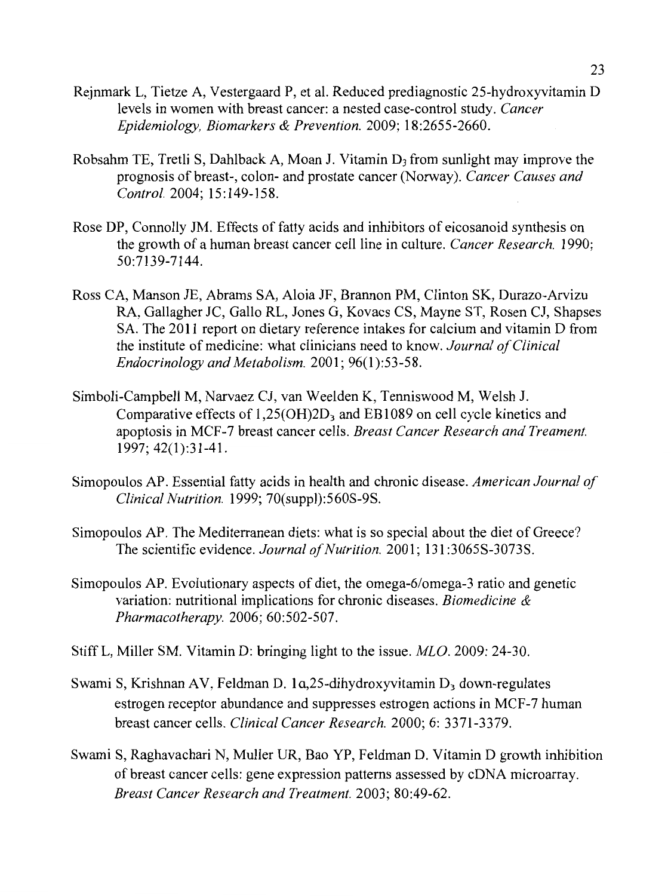Rejnmark L, Tietze A, Vestergaard P, et al. Reduced prediagnostic 25-hydroxyvitamin D levels in women with breast cancer: a nested case-control study. *Cancer Epidemiology, Biomarkers & Prevention.* 2009; 18:2655-2660.

Robsahm TE, Tretli S, Dahlback A, Moan J. Vitamin $D_3$ from sunlight may improve the prognosis of breast-, colon- and prostate cancer (Norway). *Cancer Causes and Control.* 2004; 15:149-158.

Rose DP, Connolly JM. Effects of fatty acids and inhibitors of eicosanoid synthesis on the growth of a human breast cancer cell line in culture. *Cancer Research.* 1990; 50:7139-7144.

Ross CA, Manson JE, Abrams SA, Aloia JF, Brannon PM, Clinton SK, Durazo-Arvizu RA, Gallagher JC, Gallo RL, Jones G, Kovacs CS, Mayne ST, Rosen CJ, Shapses SA. The 2011 report on dietary reference intakes for calcium and vitamin D from the institute of medicine: what clinicians need to know. *Journal of Clinical Endocrinology and Metabolism.* 2001; 96(1):53-58.

Simboli-Campbell M, Narvaez CJ, van Weelden K, Tenniswood M, Welsh J. Comparative effects of 1,25(OH)2$D_3$ and EB1089 on cell cycle kinetics and apoptosis in MCF-7 breast cancer cells. *Breast Cancer Research and Treament.* 1997; 42(1):31-41.

Simopoulos AP. Essential fatty acids in health and chronic disease. *American Journal of Clinical Nutrition.* 1999; 70(suppl):560S-9S.

Simopoulos AP. The Mediterranean diets: what is so special about the diet of Greece? The scientific evidence. *Journal of Nutrition.* 2001; 131:3065S-3073S.

Simopoulos AP. Evolutionary aspects of diet, the omega-6/omega-3 ratio and genetic variation: nutritional implications for chronic diseases. *Biomedicine & Pharmacotherapy.* 2006; 60:502-507.

Stiff L, Miller SM. Vitamin D: bringing light to the issue. *MLO.* 2009: 24-30.

Swami S, Krishnan AV, Feldman D. 1α,25-dihydroxyvitamin $D_3$ down-regulates estrogen receptor abundance and suppresses estrogen actions in MCF-7 human breast cancer cells. *Clinical Cancer Research.* 2000; 6: 3371-3379.

Swami S, Raghavachari N, Muller UR, Bao YP, Feldman D. Vitamin D growth inhibition of breast cancer cells: gene expression patterns assessed by cDNA microarray. *Breast Cancer Research and Treatment.* 2003; 80:49-62.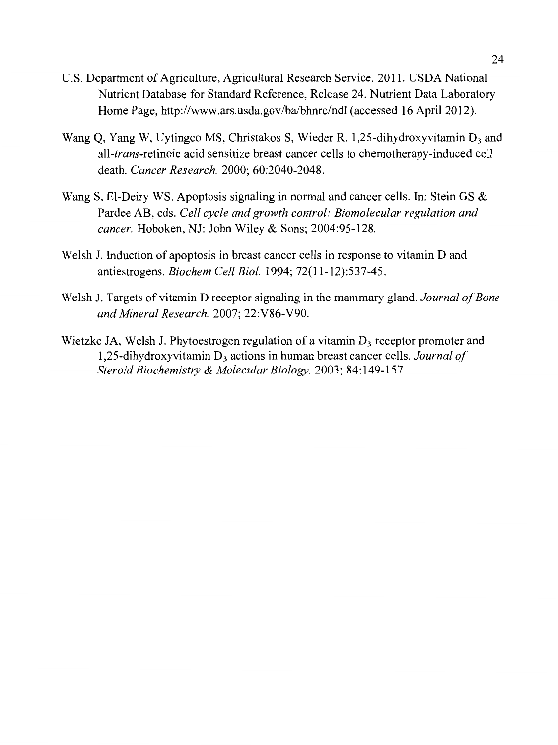U.S. Department of Agriculture, Agricultural Research Service. 2011. USDA National Nutrient Database for Standard Reference, Release 24. Nutrient Data Laboratory Home Page, http://www.ars.usda.gov/ba/bhnrc/ndl (accessed 16 April 2012).

Wang Q, Yang W, Uytingco MS, Christakos S, Wieder R. 1,25-dihydroxyvitamin $D_3$ and all-*trans*-retinoic acid sensitize breast cancer cells to chemotherapy-induced cell death. *Cancer Research.* 2000; 60:2040-2048.

Wang S, El-Deiry WS. Apoptosis signaling in normal and cancer cells. In: Stein GS & Pardee AB, eds. *Cell cycle and growth control: Biomolecular regulation and cancer.* Hoboken, NJ: John Wiley & Sons; 2004:95-128.

Welsh J. Induction of apoptosis in breast cancer cells in response to vitamin D and antiestrogens. *Biochem Cell Biol.* 1994; 72(11-12):537-45.

Welsh J. Targets of vitamin D receptor signaling in the mammary gland. *Journal of Bone and Mineral Research.* 2007; 22:V86-V90.

Wietzke JA, Welsh J. Phytoestrogen regulation of a vitamin $D_3$ receptor promoter and 1,25-dihydroxyvitamin $D_3$ actions in human breast cancer cells. *Journal of Steroid Biochemistry & Molecular Biology.* 2003; 84:149-157.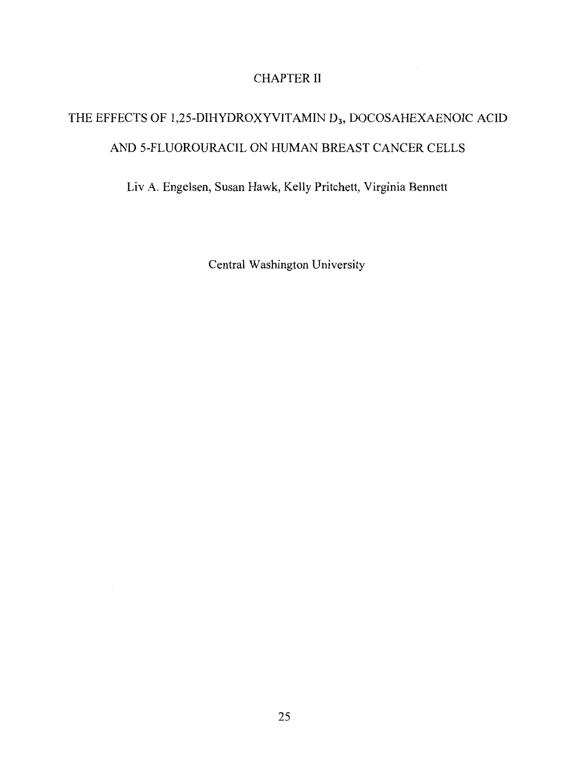# CHAPTER II

## THE EFFECTS OF 1,25-DIHYDROXYVITAMIN $D_3$, DOCOSAHEXAENOIC ACID AND 5-FLUOROURACIL ON HUMAN BREAST CANCER CELLS

Liv A. Engelsen, Susan Hawk, Kelly Pritchett, Virginia Bennett

Central Washington University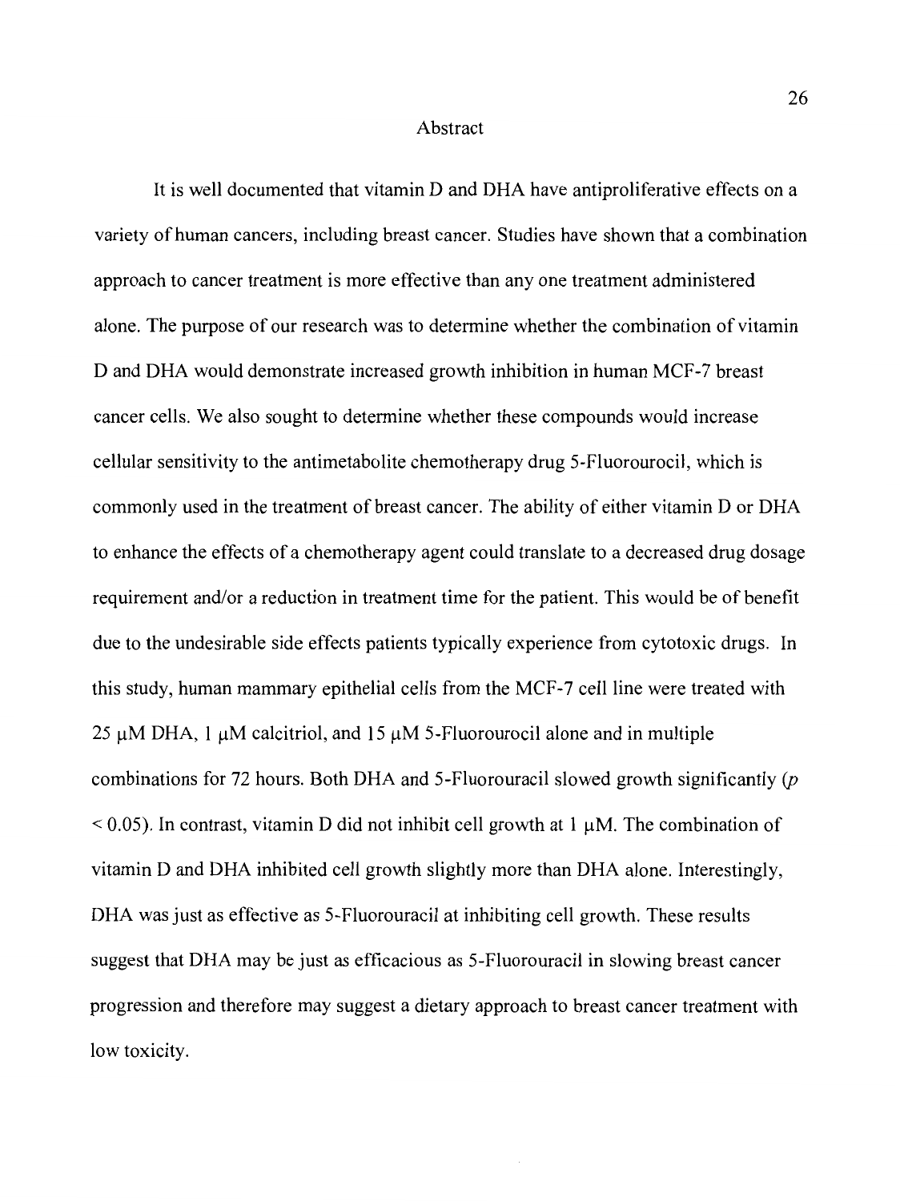# Abstract

It is well documented that vitamin D and DHA have antiproliferative effects on a variety of human cancers, including breast cancer. Studies have shown that a combination approach to cancer treatment is more effective than any one treatment administered alone. The purpose of our research was to determine whether the combination of vitamin D and DHA would demonstrate increased growth inhibition in human MCF-7 breast cancer cells. We also sought to determine whether these compounds would increase cellular sensitivity to the antimetabolite chemotherapy drug 5-Fluorourocil, which is commonly used in the treatment of breast cancer. The ability of either vitamin D or DHA to enhance the effects of a chemotherapy agent could translate to a decreased drug dosage requirement and/or a reduction in treatment time for the patient. This would be of benefit due to the undesirable side effects patients typically experience from cytotoxic drugs. In this study, human mammary epithelial cells from the MCF-7 cell line were treated with 25 μM DHA, 1 μM calcitriol, and 15 μM 5-Fluorourocil alone and in multiple combinations for 72 hours. Both DHA and 5-Fluorouracil slowed growth significantly ($p < 0.05$). In contrast, vitamin D did not inhibit cell growth at 1 μM. The combination of vitamin D and DHA inhibited cell growth slightly more than DHA alone. Interestingly, DHA was just as effective as 5-Fluorouracil at inhibiting cell growth. These results suggest that DHA may be just as efficacious as 5-Fluorouracil in slowing breast cancer progression and therefore may suggest a dietary approach to breast cancer treatment with low toxicity.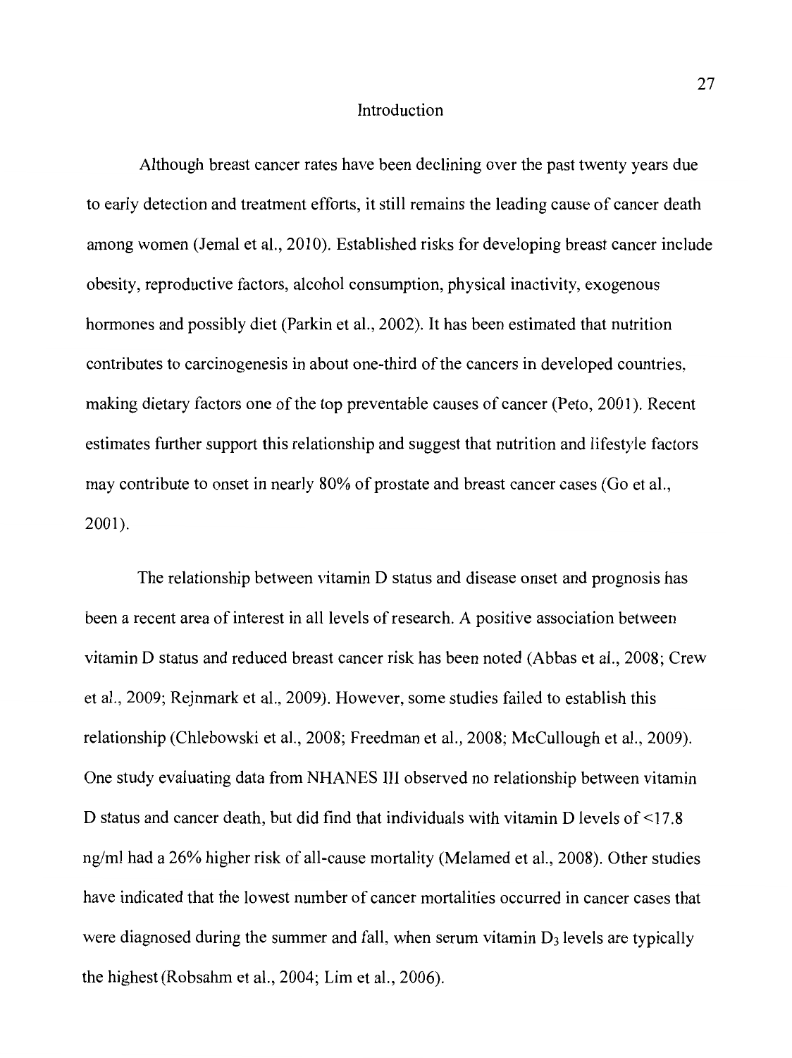# Introduction

Although breast cancer rates have been declining over the past twenty years due to early detection and treatment efforts, it still remains the leading cause of cancer death among women (Jemal et al., 2010). Established risks for developing breast cancer include obesity, reproductive factors, alcohol consumption, physical inactivity, exogenous hormones and possibly diet (Parkin et al., 2002). It has been estimated that nutrition contributes to carcinogenesis in about one-third of the cancers in developed countries, making dietary factors one of the top preventable causes of cancer (Peto, 2001). Recent estimates further support this relationship and suggest that nutrition and lifestyle factors may contribute to onset in nearly 80% of prostate and breast cancer cases (Go et al., 2001).

The relationship between vitamin D status and disease onset and prognosis has been a recent area of interest in all levels of research. A positive association between vitamin D status and reduced breast cancer risk has been noted (Abbas et al., 2008; Crew et al., 2009; Rejnmark et al., 2009). However, some studies failed to establish this relationship (Chlebowski et al., 2008; Freedman et al., 2008; McCullough et al., 2009). One study evaluating data from NHANES III observed no relationship between vitamin D status and cancer death, but did find that individuals with vitamin D levels of <17.8 ng/ml had a 26% higher risk of all-cause mortality (Melamed et al., 2008). Other studies have indicated that the lowest number of cancer mortalities occurred in cancer cases that were diagnosed during the summer and fall, when serum vitamin $D_3$ levels are typically the highest (Robsahm et al., 2004; Lim et al., 2006).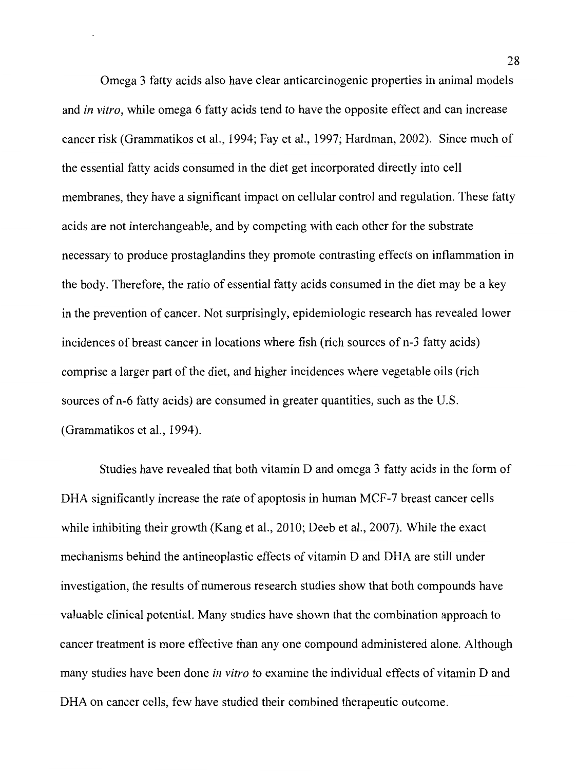Omega 3 fatty acids also have clear anticarcinogenic properties in animal models and *in vitro*, while omega 6 fatty acids tend to have the opposite effect and can increase cancer risk (Grammatikos et al., 1994; Fay et al., 1997; Hardman, 2002). Since much of the essential fatty acids consumed in the diet get incorporated directly into cell membranes, they have a significant impact on cellular control and regulation. These fatty acids are not interchangeable, and by competing with each other for the substrate necessary to produce prostaglandins they promote contrasting effects on inflammation in the body. Therefore, the ratio of essential fatty acids consumed in the diet may be a key in the prevention of cancer. Not surprisingly, epidemiologic research has revealed lower incidences of breast cancer in locations where fish (rich sources of n-3 fatty acids) comprise a larger part of the diet, and higher incidences where vegetable oils (rich sources of n-6 fatty acids) are consumed in greater quantities, such as the U.S. (Grammatikos et al., 1994).

Studies have revealed that both vitamin D and omega 3 fatty acids in the form of DHA significantly increase the rate of apoptosis in human MCF-7 breast cancer cells while inhibiting their growth (Kang et al., 2010; Deeb et al., 2007). While the exact mechanisms behind the antineoplastic effects of vitamin D and DHA are still under investigation, the results of numerous research studies show that both compounds have valuable clinical potential. Many studies have shown that the combination approach to cancer treatment is more effective than any one compound administered alone. Although many studies have been done *in vitro* to examine the individual effects of vitamin D and DHA on cancer cells, few have studied their combined therapeutic outcome.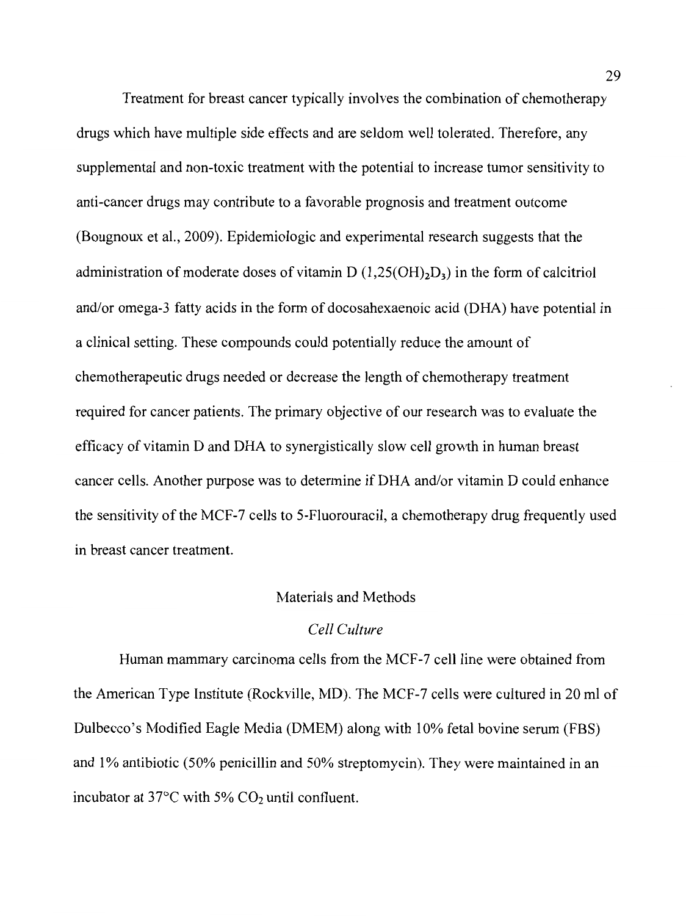Treatment for breast cancer typically involves the combination of chemotherapy drugs which have multiple side effects and are seldom well tolerated. Therefore, any supplemental and non-toxic treatment with the potential to increase tumor sensitivity to anti-cancer drugs may contribute to a favorable prognosis and treatment outcome (Bougnoux et al., 2009). Epidemiologic and experimental research suggests that the administration of moderate doses of vitamin D ($1,25(OH)_2D_3$) in the form of calcitriol and/or omega-3 fatty acids in the form of docosahexaenoic acid (DHA) have potential in a clinical setting. These compounds could potentially reduce the amount of chemotherapeutic drugs needed or decrease the length of chemotherapy treatment required for cancer patients. The primary objective of our research was to evaluate the efficacy of vitamin D and DHA to synergistically slow cell growth in human breast cancer cells. Another purpose was to determine if DHA and/or vitamin D could enhance the sensitivity of the MCF-7 cells to 5-Fluorouracil, a chemotherapy drug frequently used in breast cancer treatment.

## Materials and Methods

### *Cell Culture*

Human mammary carcinoma cells from the MCF-7 cell line were obtained from the American Type Institute (Rockville, MD). The MCF-7 cells were cultured in 20 ml of Dulbecco's Modified Eagle Media (DMEM) along with 10% fetal bovine serum (FBS) and 1% antibiotic (50% penicillin and 50% streptomycin). They were maintained in an incubator at 37°C with 5% $CO_2$ until confluent.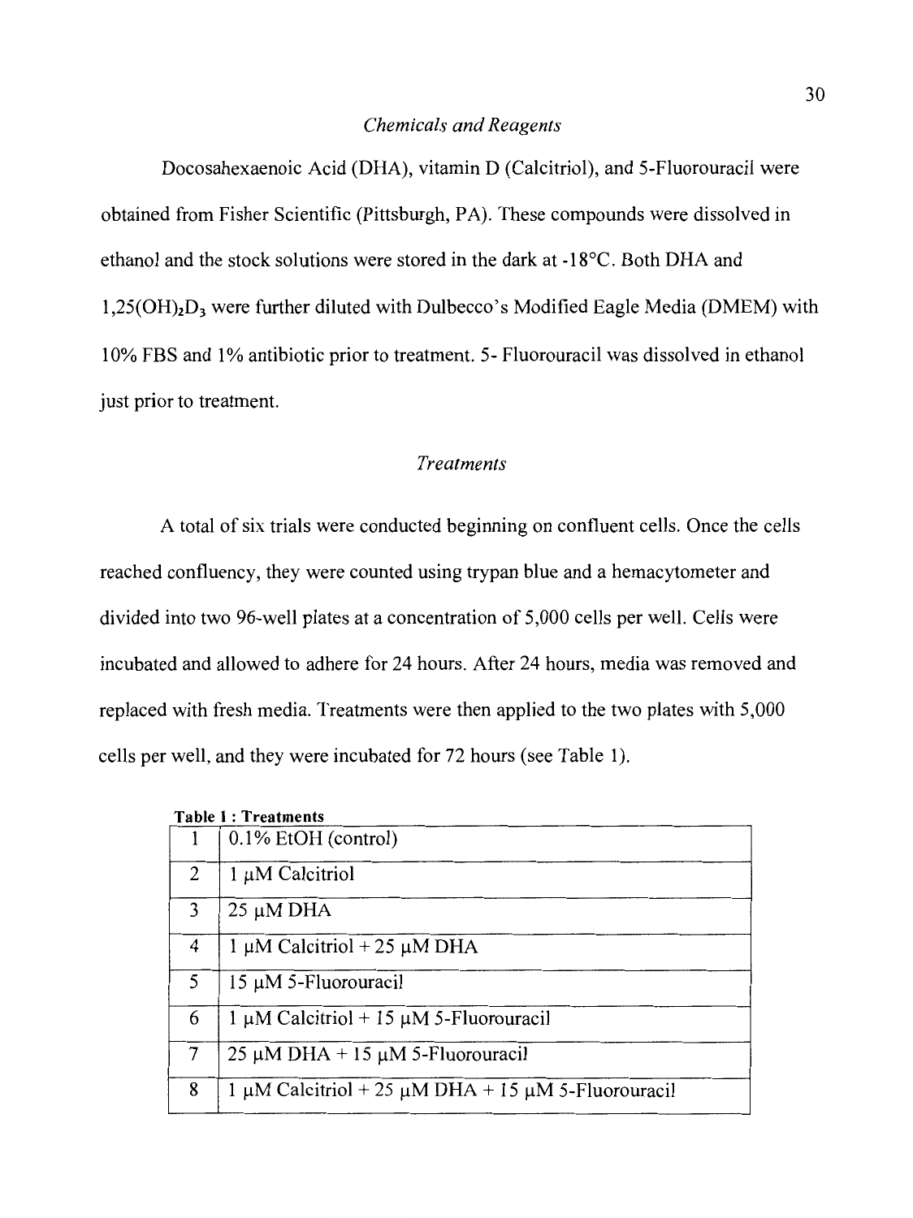### *Chemicals and Reagents*

Docosahexaenoic Acid (DHA), vitamin D (Calcitriol), and 5-Fluorouracil were obtained from Fisher Scientific (Pittsburgh, PA). These compounds were dissolved in ethanol and the stock solutions were stored in the dark at -18°C. Both DHA and $1,25(OH)_2D_3$ were further diluted with Dulbecco's Modified Eagle Media (DMEM) with 10% FBS and 1% antibiotic prior to treatment. 5- Fluorouracil was dissolved in ethanol just prior to treatment.

### *Treatments*

A total of six trials were conducted beginning on confluent cells. Once the cells reached confluency, they were counted using trypan blue and a hemacytometer and divided into two 96-well plates at a concentration of 5,000 cells per well. Cells were incubated and allowed to adhere for 24 hours. After 24 hours, media was removed and replaced with fresh media. Treatments were then applied to the two plates with 5,000 cells per well, and they were incubated for 72 hours (see Table 1).

**Table 1 : Treatments**

| | |
|---|---|
| 1 | 0.1% EtOH (control) |
| 2 | 1 μM Calcitriol |
| 3 | 25 μM DHA |
| 4 | 1 μM Calcitriol + 25 μM DHA |
| 5 | 15 μM 5-Fluorouracil |
| 6 | 1 μM Calcitriol + 15 μM 5-Fluorouracil |
| 7 | 25 μM DHA + 15 μM 5-Fluorouracil |
| 8 | 1 μM Calcitriol + 25 μM DHA + 15 μM 5-Fluorouracil |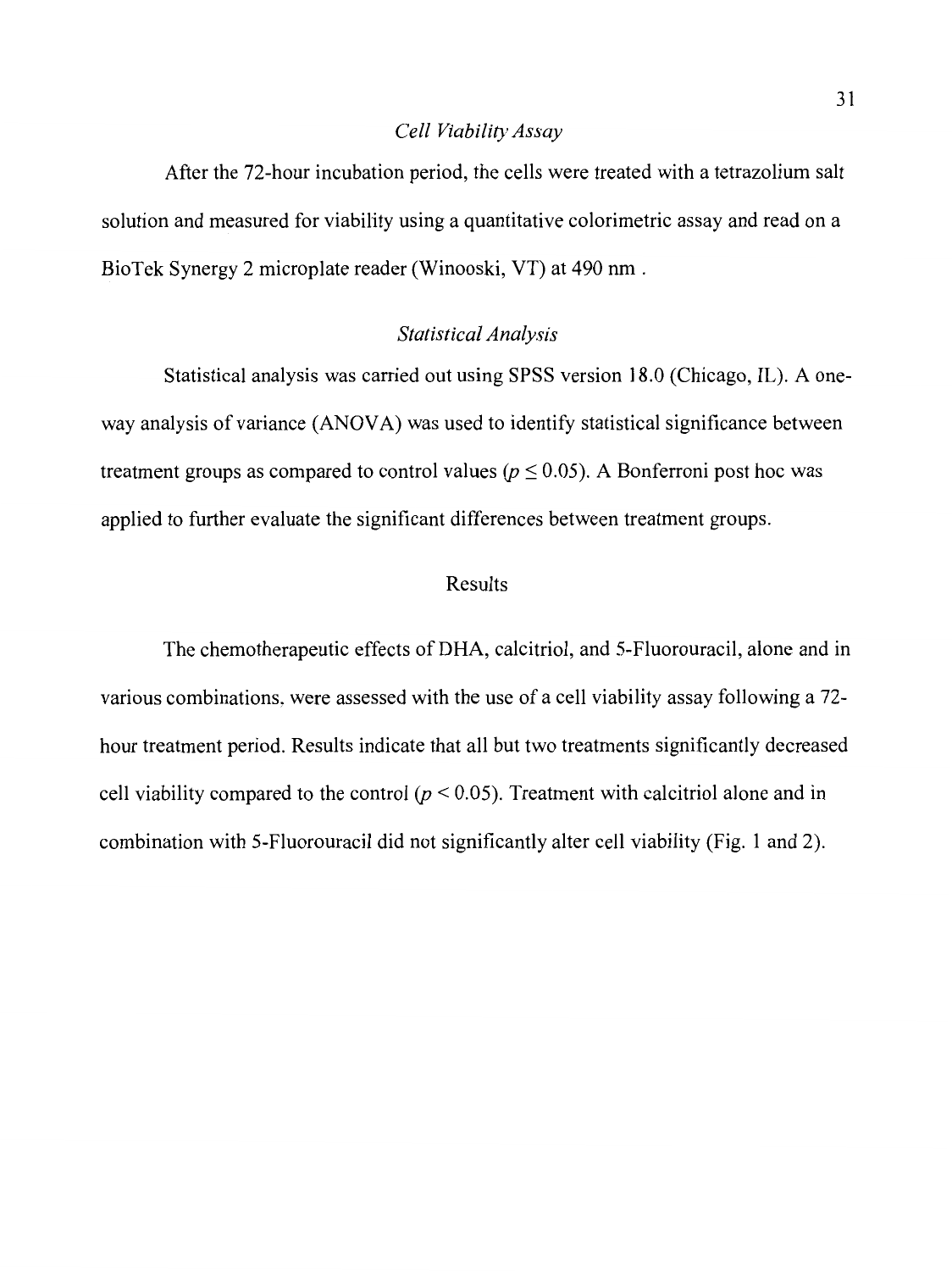### *Cell Viability Assay*

After the 72-hour incubation period, the cells were treated with a tetrazolium salt solution and measured for viability using a quantitative colorimetric assay and read on a BioTek Synergy 2 microplate reader (Winooski, VT) at 490 nm .

### *Statistical Analysis*

Statistical analysis was carried out using SPSS version 18.0 (Chicago, IL). A one-way analysis of variance (ANOVA) was used to identify statistical significance between treatment groups as compared to control values ($p \leq 0.05$). A Bonferroni post hoc was applied to further evaluate the significant differences between treatment groups.

## Results

The chemotherapeutic effects of DHA, calcitriol, and 5-Fluorouracil, alone and in various combinations, were assessed with the use of a cell viability assay following a 72-hour treatment period. Results indicate that all but two treatments significantly decreased cell viability compared to the control ($p < 0.05$). Treatment with calcitriol alone and in combination with 5-Fluorouracil did not significantly alter cell viability (Fig. 1 and 2).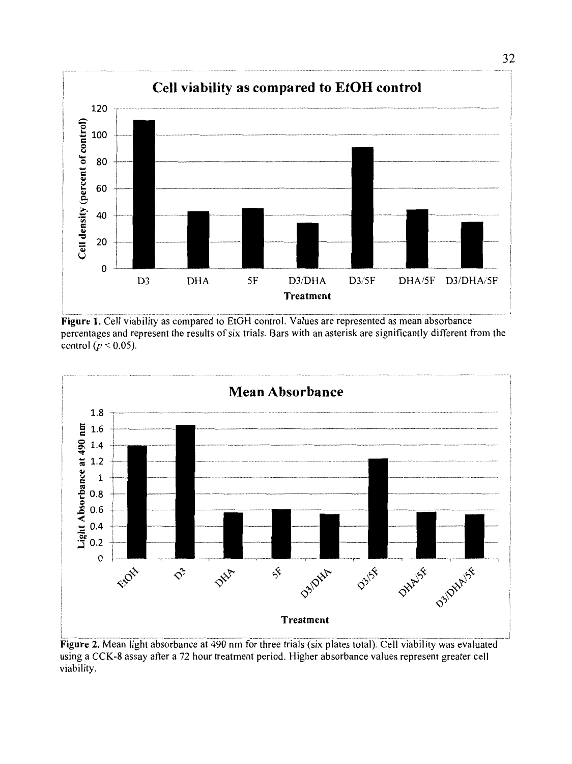**Cell viability as compared to EtOH control**

**Figure 1.** Cell viability as compared to EtOH control. Values are represented as mean absorbance percentages and represent the results of six trials. Bars with an asterisk are significantly different from the control ($p < 0.05$).

**Mean Absorbance**

**Figure 2.** Mean light absorbance at 490 nm for three trials (six plates total). Cell viability was evaluated using a CCK-8 assay after a 72 hour treatment period. Higher absorbance values represent greater cell viability.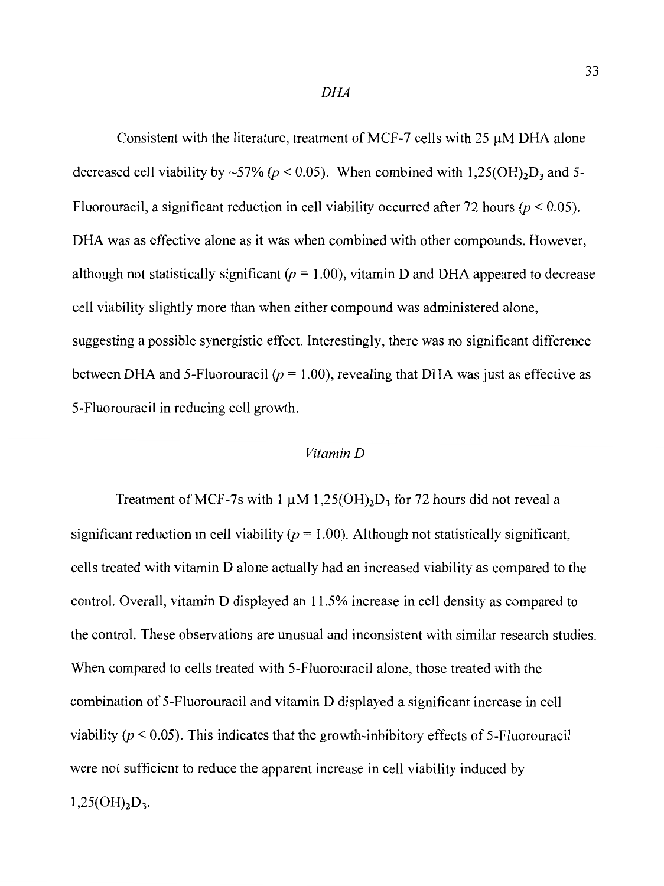### *DHA*

Consistent with the literature, treatment of MCF-7 cells with 25 μM DHA alone decreased cell viability by ~57% ($p < 0.05$). When combined with $1,25(OH)_2D_3$ and 5-Fluorouracil, a significant reduction in cell viability occurred after 72 hours ($p < 0.05$). DHA was as effective alone as it was when combined with other compounds. However, although not statistically significant ($p = 1.00$), vitamin D and DHA appeared to decrease cell viability slightly more than when either compound was administered alone, suggesting a possible synergistic effect. Interestingly, there was no significant difference between DHA and 5-Fluorouracil ($p = 1.00$), revealing that DHA was just as effective as 5-Fluorouracil in reducing cell growth.

### *Vitamin D*

Treatment of MCF-7s with 1 μM $1,25(OH)_2D_3$ for 72 hours did not reveal a significant reduction in cell viability ($p = 1.00$). Although not statistically significant, cells treated with vitamin D alone actually had an increased viability as compared to the control. Overall, vitamin D displayed an 11.5% increase in cell density as compared to the control. These observations are unusual and inconsistent with similar research studies. When compared to cells treated with 5-Fluorouracil alone, those treated with the combination of 5-Fluorouracil and vitamin D displayed a significant increase in cell viability ($p < 0.05$). This indicates that the growth-inhibitory effects of 5-Fluorouracil were not sufficient to reduce the apparent increase in cell viability induced by $1,25(OH)_2D_3$.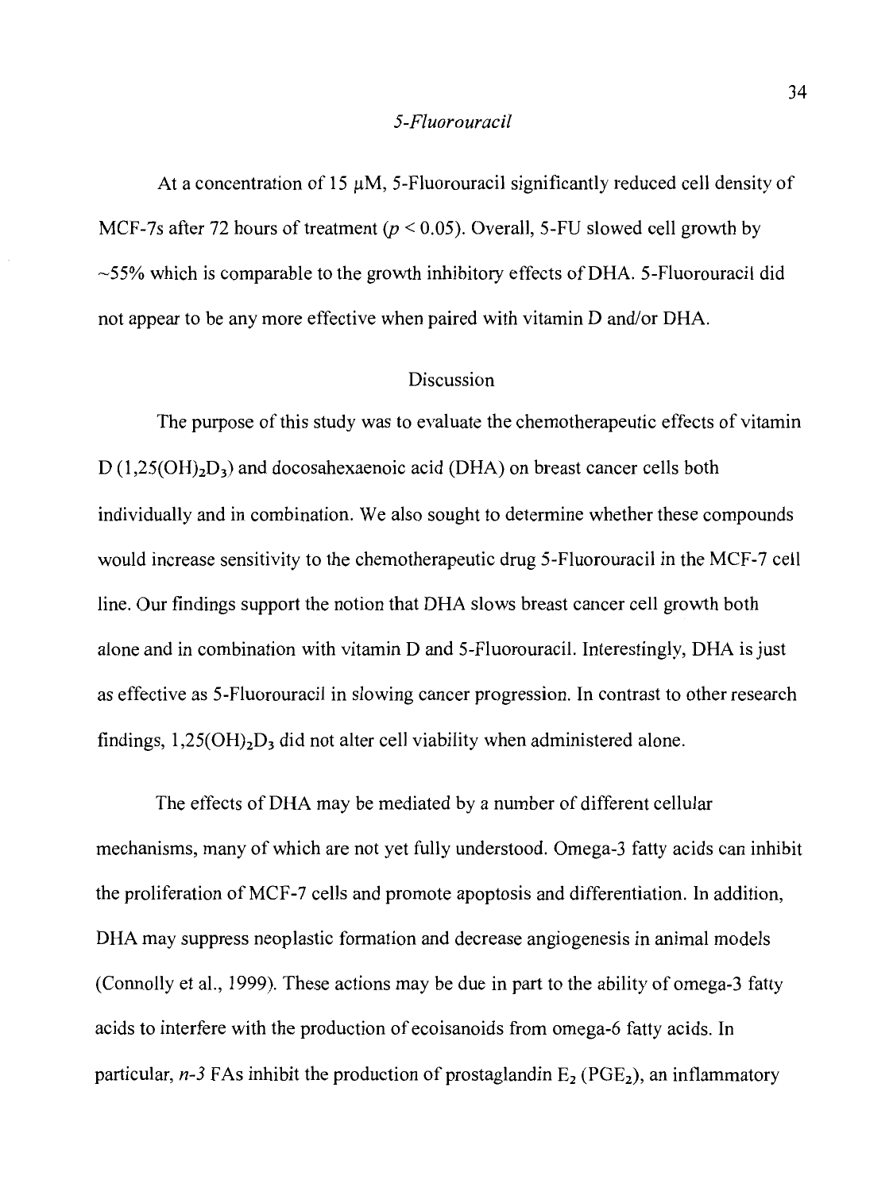### *5-Fluorouracil*

At a concentration of 15 μM, 5-Fluorouracil significantly reduced cell density of MCF-7s after 72 hours of treatment ($p < 0.05$). Overall, 5-FU slowed cell growth by ~55% which is comparable to the growth inhibitory effects of DHA. 5-Fluorouracil did not appear to be any more effective when paired with vitamin D and/or DHA.

## Discussion

The purpose of this study was to evaluate the chemotherapeutic effects of vitamin D ($1,25(OH)_2D_3$) and docosahexaenoic acid (DHA) on breast cancer cells both individually and in combination. We also sought to determine whether these compounds would increase sensitivity to the chemotherapeutic drug 5-Fluorouracil in the MCF-7 cell line. Our findings support the notion that DHA slows breast cancer cell growth both alone and in combination with vitamin D and 5-Fluorouracil. Interestingly, DHA is just as effective as 5-Fluorouracil in slowing cancer progression. In contrast to other research findings, $1,25(OH)_2D_3$ did not alter cell viability when administered alone.

The effects of DHA may be mediated by a number of different cellular mechanisms, many of which are not yet fully understood. Omega-3 fatty acids can inhibit the proliferation of MCF-7 cells and promote apoptosis and differentiation. In addition, DHA may suppress neoplastic formation and decrease angiogenesis in animal models (Connolly et al., 1999). These actions may be due in part to the ability of omega-3 fatty acids to interfere with the production of ecoisanoids from omega-6 fatty acids. In particular, *n-3* FAs inhibit the production of prostaglandin $E_2$ ($PGE_2$), an inflammatory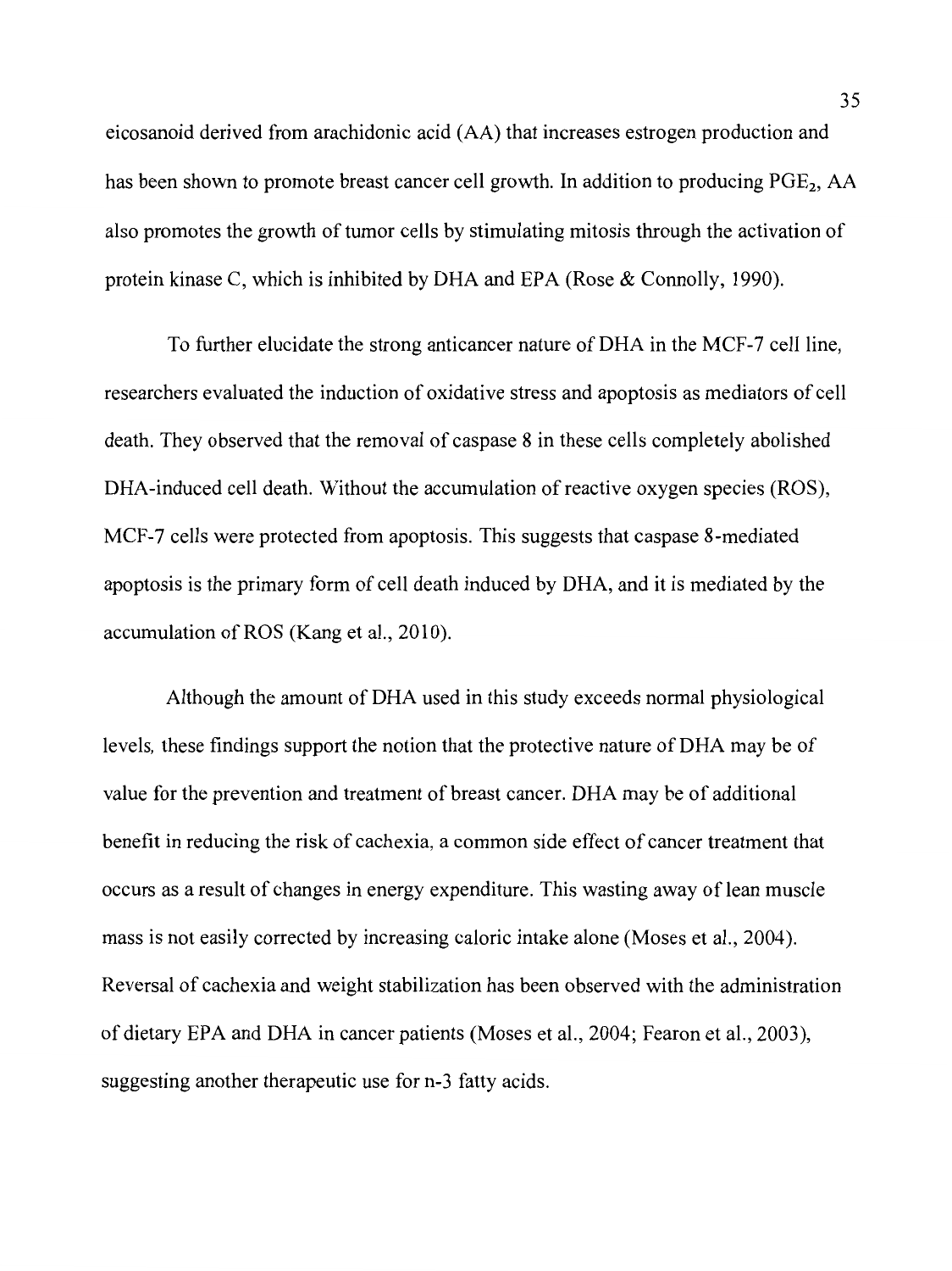eicosanoid derived from arachidonic acid (AA) that increases estrogen production and has been shown to promote breast cancer cell growth. In addition to producing $PGE_2$, AA also promotes the growth of tumor cells by stimulating mitosis through the activation of protein kinase C, which is inhibited by DHA and EPA (Rose & Connolly, 1990).

To further elucidate the strong anticancer nature of DHA in the MCF-7 cell line, researchers evaluated the induction of oxidative stress and apoptosis as mediators of cell death. They observed that the removal of caspase 8 in these cells completely abolished DHA-induced cell death. Without the accumulation of reactive oxygen species (ROS), MCF-7 cells were protected from apoptosis. This suggests that caspase 8-mediated apoptosis is the primary form of cell death induced by DHA, and it is mediated by the accumulation of ROS (Kang et al., 2010).

Although the amount of DHA used in this study exceeds normal physiological levels, these findings support the notion that the protective nature of DHA may be of value for the prevention and treatment of breast cancer. DHA may be of additional benefit in reducing the risk of cachexia, a common side effect of cancer treatment that occurs as a result of changes in energy expenditure. This wasting away of lean muscle mass is not easily corrected by increasing caloric intake alone (Moses et al., 2004). Reversal of cachexia and weight stabilization has been observed with the administration of dietary EPA and DHA in cancer patients (Moses et al., 2004; Fearon et al., 2003), suggesting another therapeutic use for n-3 fatty acids.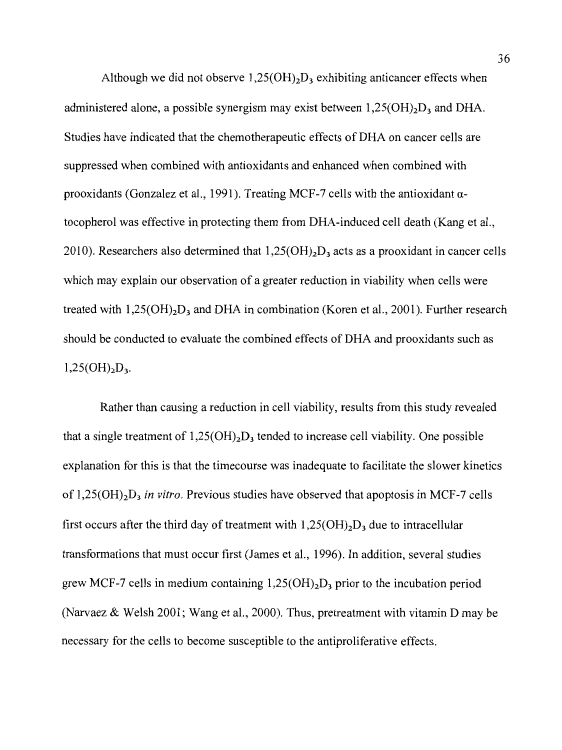Although we did not observe $1,25(OH)_2D_3$ exhibiting anticancer effects when administered alone, a possible synergism may exist between $1,25(OH)_2D_3$ and DHA. Studies have indicated that the chemotherapeutic effects of DHA on cancer cells are suppressed when combined with antioxidants and enhanced when combined with prooxidants (Gonzalez et al., 1991). Treating MCF-7 cells with the antioxidant α-tocopherol was effective in protecting them from DHA-induced cell death (Kang et al., 2010). Researchers also determined that $1,25(OH)_2D_3$ acts as a prooxidant in cancer cells which may explain our observation of a greater reduction in viability when cells were treated with $1,25(OH)_2D_3$ and DHA in combination (Koren et al., 2001). Further research should be conducted to evaluate the combined effects of DHA and prooxidants such as $1,25(OH)_2D_3$.

Rather than causing a reduction in cell viability, results from this study revealed that a single treatment of $1,25(OH)_2D_3$ tended to increase cell viability. One possible explanation for this is that the timecourse was inadequate to facilitate the slower kinetics of $1,25(OH)_2D_3$ *in vitro*. Previous studies have observed that apoptosis in MCF-7 cells first occurs after the third day of treatment with $1,25(OH)_2D_3$ due to intracellular transformations that must occur first (James et al., 1996). In addition, several studies grew MCF-7 cells in medium containing $1,25(OH)_2D_3$ prior to the incubation period (Narvaez & Welsh 2001; Wang et al., 2000). Thus, pretreatment with vitamin D may be necessary for the cells to become susceptible to the antiproliferative effects.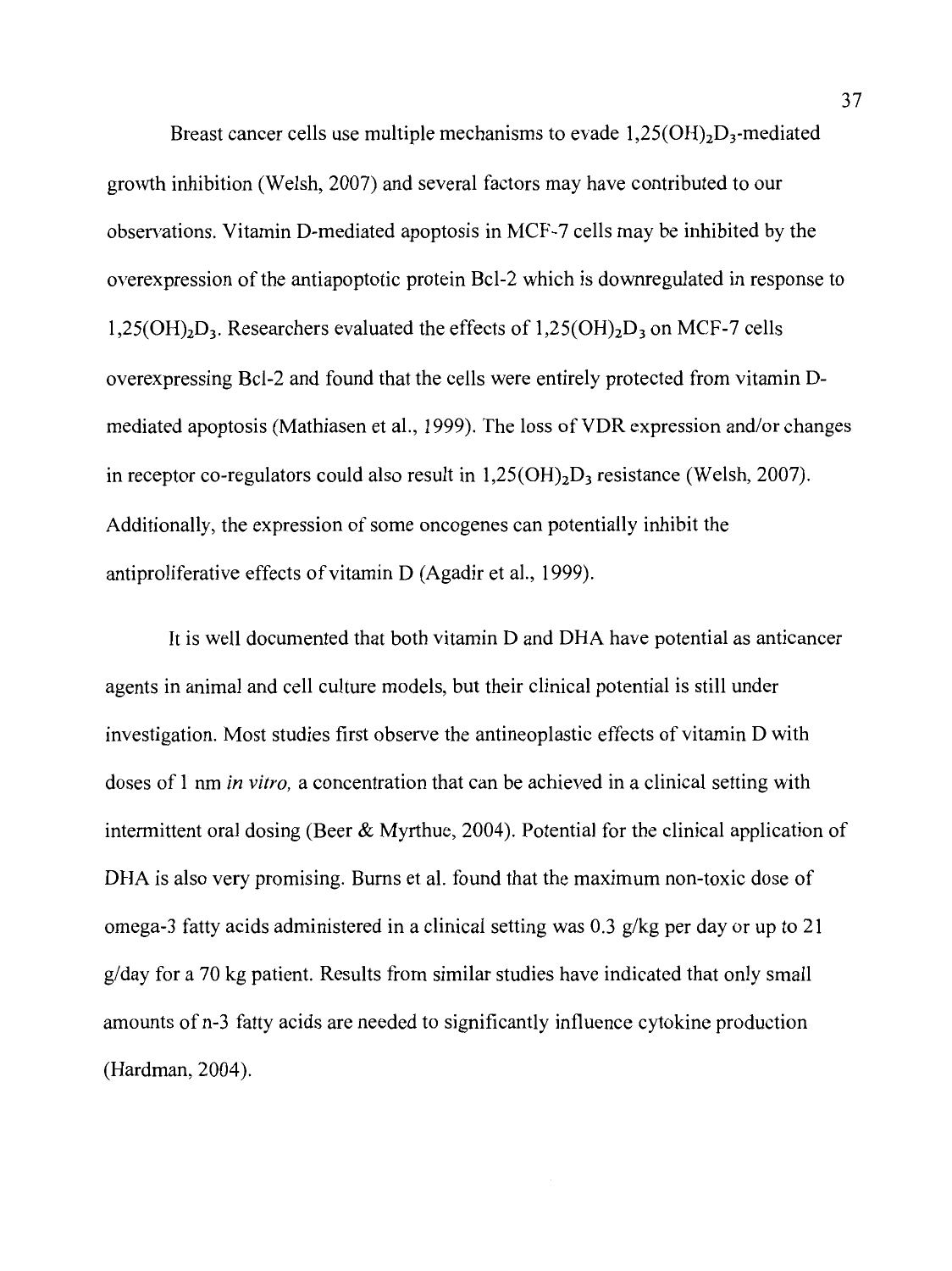Breast cancer cells use multiple mechanisms to evade $1,25(OH)_2D_3$-mediated growth inhibition (Welsh, 2007) and several factors may have contributed to our observations. Vitamin D-mediated apoptosis in MCF-7 cells may be inhibited by the overexpression of the antiapoptotic protein Bcl-2 which is downregulated in response to $1,25(OH)_2D_3$. Researchers evaluated the effects of $1,25(OH)_2D_3$ on MCF-7 cells overexpressing Bcl-2 and found that the cells were entirely protected from vitamin D-mediated apoptosis (Mathiasen et al., 1999). The loss of VDR expression and/or changes in receptor co-regulators could also result in $1,25(OH)_2D_3$ resistance (Welsh, 2007). Additionally, the expression of some oncogenes can potentially inhibit the antiproliferative effects of vitamin D (Agadir et al., 1999).

It is well documented that both vitamin D and DHA have potential as anticancer agents in animal and cell culture models, but their clinical potential is still under investigation. Most studies first observe the antineoplastic effects of vitamin D with doses of 1 nm *in vitro,* a concentration that can be achieved in a clinical setting with intermittent oral dosing (Beer & Myrthue, 2004). Potential for the clinical application of DHA is also very promising. Burns et al. found that the maximum non-toxic dose of omega-3 fatty acids administered in a clinical setting was 0.3 g/kg per day or up to 21 g/day for a 70 kg patient. Results from similar studies have indicated that only small amounts of n-3 fatty acids are needed to significantly influence cytokine production (Hardman, 2004).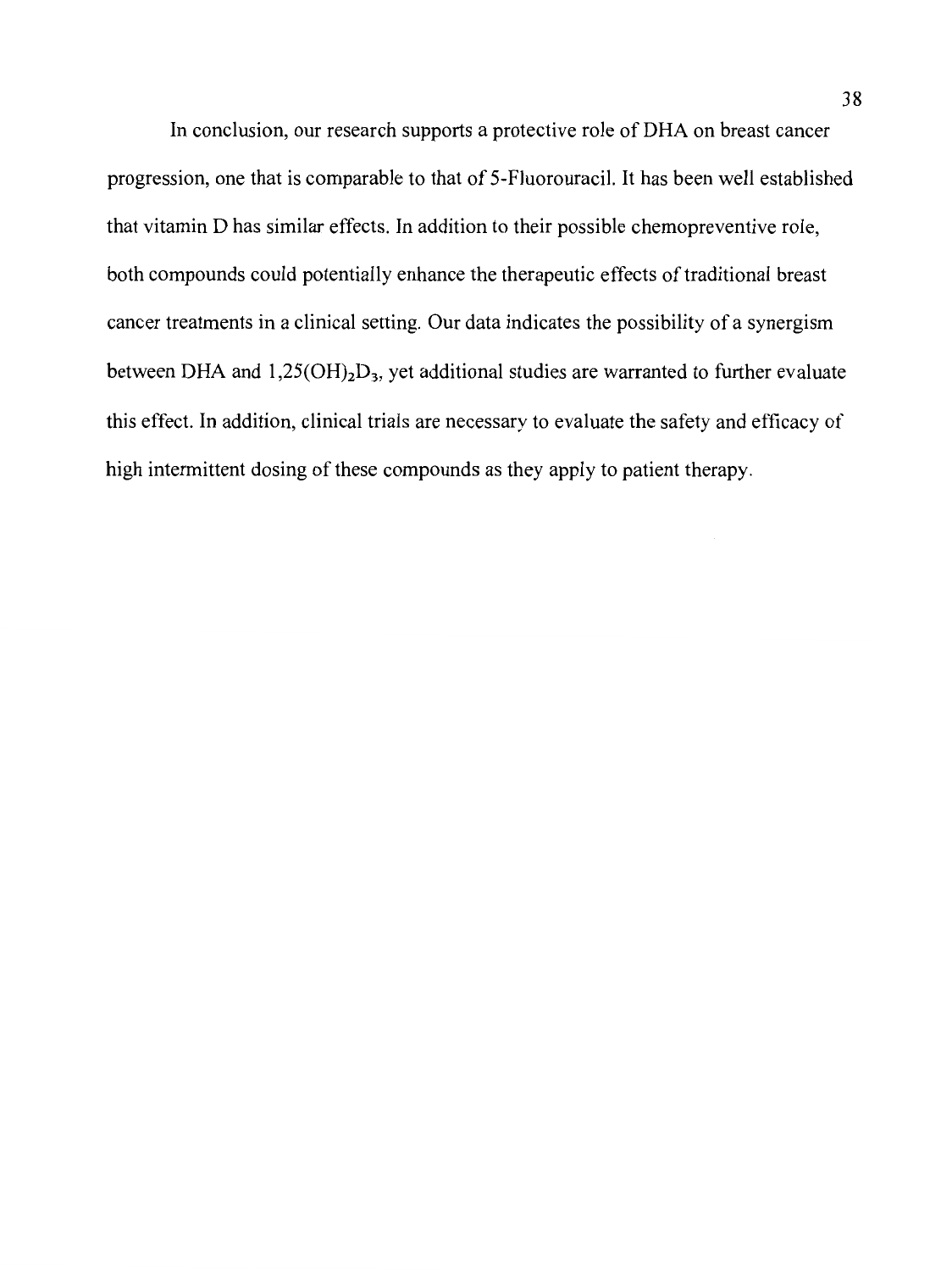In conclusion, our research supports a protective role of DHA on breast cancer progression, one that is comparable to that of 5-Fluorouracil. It has been well established that vitamin D has similar effects. In addition to their possible chemopreventive role, both compounds could potentially enhance the therapeutic effects of traditional breast cancer treatments in a clinical setting. Our data indicates the possibility of a synergism between DHA and $1{,}25(OH)_2D_3$, yet additional studies are warranted to further evaluate this effect. In addition, clinical trials are necessary to evaluate the safety and efficacy of high intermittent dosing of these compounds as they apply to patient therapy.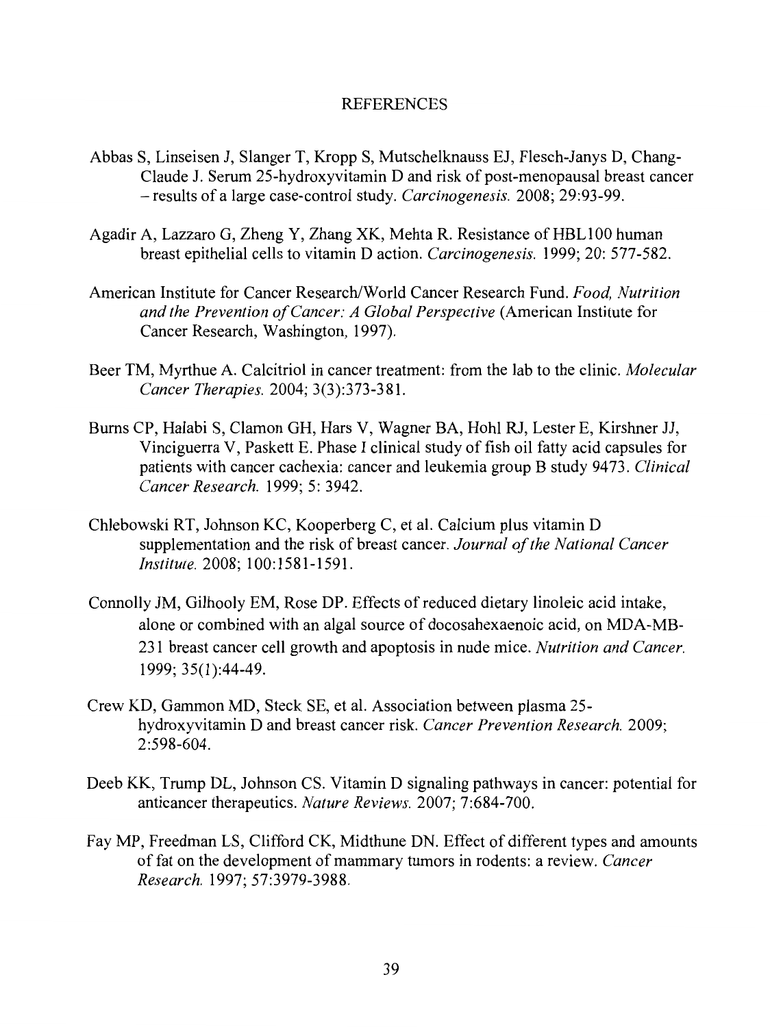# REFERENCES

Abbas S, Linseisen J, Slanger T, Kropp S, Mutschelknauss EJ, Flesch-Janys D, Chang-Claude J. Serum 25-hydroxyvitamin D and risk of post-menopausal breast cancer – results of a large case-control study. *Carcinogenesis.* 2008; 29:93-99.

Agadir A, Lazzaro G, Zheng Y, Zhang XK, Mehta R. Resistance of HBL100 human breast epithelial cells to vitamin D action. *Carcinogenesis.* 1999; 20: 577-582.

American Institute for Cancer Research/World Cancer Research Fund. *Food, Nutrition and the Prevention of Cancer: A Global Perspective* (American Institute for Cancer Research, Washington, 1997).

Beer TM, Myrthue A. Calcitriol in cancer treatment: from the lab to the clinic. *Molecular Cancer Therapies.* 2004; 3(3):373-381.

Burns CP, Halabi S, Clamon GH, Hars V, Wagner BA, Hohl RJ, Lester E, Kirshner JJ, Vinciguerra V, Paskett E. Phase I clinical study of fish oil fatty acid capsules for patients with cancer cachexia: cancer and leukemia group B study 9473. *Clinical Cancer Research.* 1999; 5: 3942.

Chlebowski RT, Johnson KC, Kooperberg C, et al. Calcium plus vitamin D supplementation and the risk of breast cancer. *Journal of the National Cancer Institute.* 2008; 100:1581-1591.

Connolly JM, Gilhooly EM, Rose DP. Effects of reduced dietary linoleic acid intake, alone or combined with an algal source of docosahexaenoic acid, on MDA-MB-231 breast cancer cell growth and apoptosis in nude mice. *Nutrition and Cancer.* 1999; 35(1):44-49.

Crew KD, Gammon MD, Steck SE, et al. Association between plasma 25-hydroxyvitamin D and breast cancer risk. *Cancer Prevention Research.* 2009; 2:598-604.

Deeb KK, Trump DL, Johnson CS. Vitamin D signaling pathways in cancer: potential for anticancer therapeutics. *Nature Reviews.* 2007; 7:684-700.

Fay MP, Freedman LS, Clifford CK, Midthune DN. Effect of different types and amounts of fat on the development of mammary tumors in rodents: a review. *Cancer Research.* 1997; 57:3979-3988.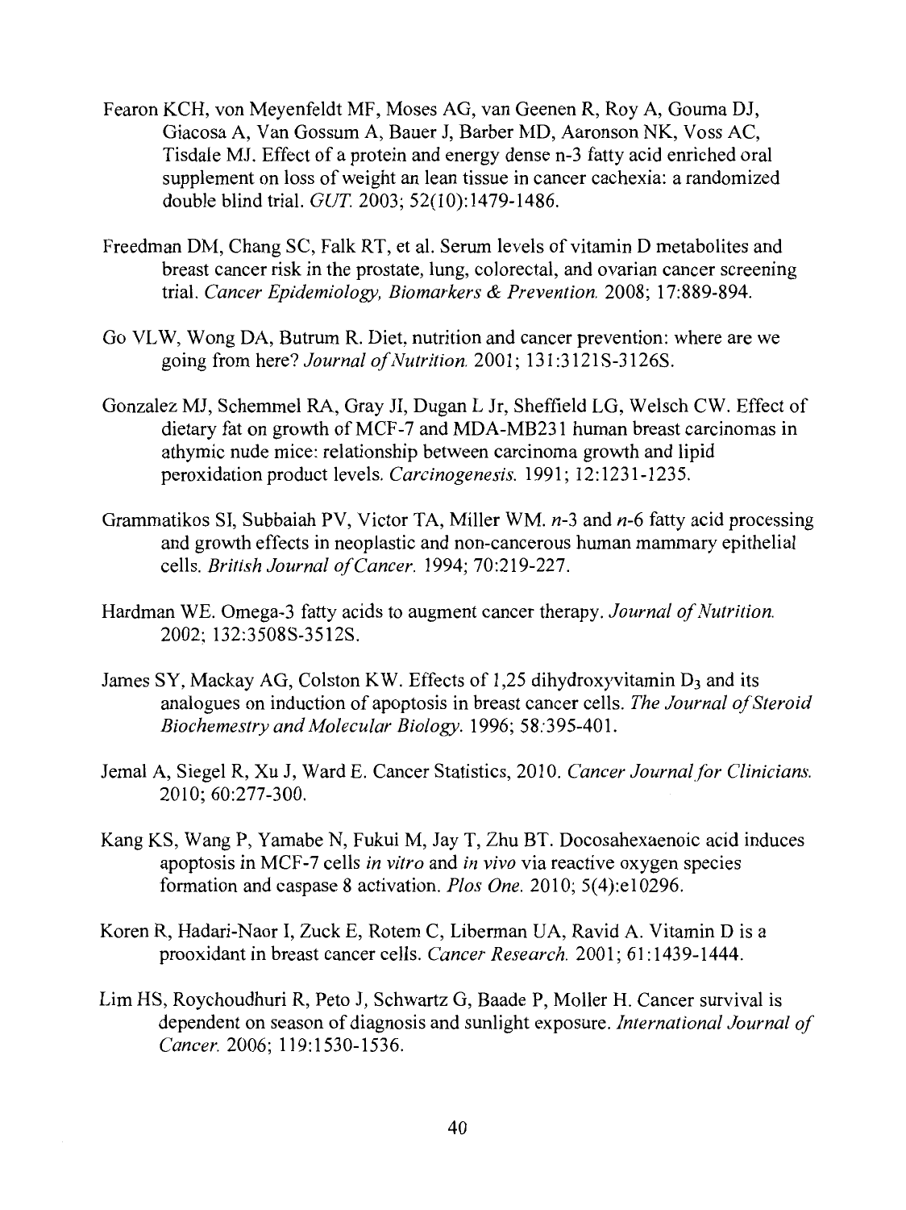Fearon KCH, von Meyenfeldt MF, Moses AG, van Geenen R, Roy A, Gouma DJ, Giacosa A, Van Gossum A, Bauer J, Barber MD, Aaronson NK, Voss AC, Tisdale MJ. Effect of a protein and energy dense n-3 fatty acid enriched oral supplement on loss of weight an lean tissue in cancer cachexia: a randomized double blind trial. *GUT.* 2003; 52(10):1479-1486.

Freedman DM, Chang SC, Falk RT, et al. Serum levels of vitamin D metabolites and breast cancer risk in the prostate, lung, colorectal, and ovarian cancer screening trial. *Cancer Epidemiology, Biomarkers & Prevention.* 2008; 17:889-894.

Go VLW, Wong DA, Butrum R. Diet, nutrition and cancer prevention: where are we going from here? *Journal of Nutrition.* 2001; 131:3121S-3126S.

Gonzalez MJ, Schemmel RA, Gray JI, Dugan L Jr, Sheffield LG, Welsch CW. Effect of dietary fat on growth of MCF-7 and MDA-MB231 human breast carcinomas in athymic nude mice: relationship between carcinoma growth and lipid peroxidation product levels. *Carcinogenesis.* 1991; 12:1231-1235.

Grammatikos SI, Subbaiah PV, Victor TA, Miller WM. *n*-3 and *n*-6 fatty acid processing and growth effects in neoplastic and non-cancerous human mammary epithelial cells. *British Journal of Cancer.* 1994; 70:219-227.

Hardman WE. Omega-3 fatty acids to augment cancer therapy. *Journal of Nutrition.* 2002; 132:3508S-3512S.

James SY, Mackay AG, Colston KW. Effects of 1,25 dihydroxyvitamin $D_3$ and its analogues on induction of apoptosis in breast cancer cells. *The Journal of Steroid Biochemestry and Molecular Biology.* 1996; 58:395-401.

Jemal A, Siegel R, Xu J, Ward E. Cancer Statistics, 2010. *Cancer Journal for Clinicians.* 2010; 60:277-300.

Kang KS, Wang P, Yamabe N, Fukui M, Jay T, Zhu BT. Docosahexaenoic acid induces apoptosis in MCF-7 cells *in vitro* and *in vivo* via reactive oxygen species formation and caspase 8 activation. *Plos One.* 2010; 5(4):e10296.

Koren R, Hadari-Naor I, Zuck E, Rotem C, Liberman UA, Ravid A. Vitamin D is a prooxidant in breast cancer cells. *Cancer Research.* 2001; 61:1439-1444.

Lim HS, Roychoudhuri R, Peto J, Schwartz G, Baade P, Moller H. Cancer survival is dependent on season of diagnosis and sunlight exposure. *International Journal of Cancer.* 2006; 119:1530-1536.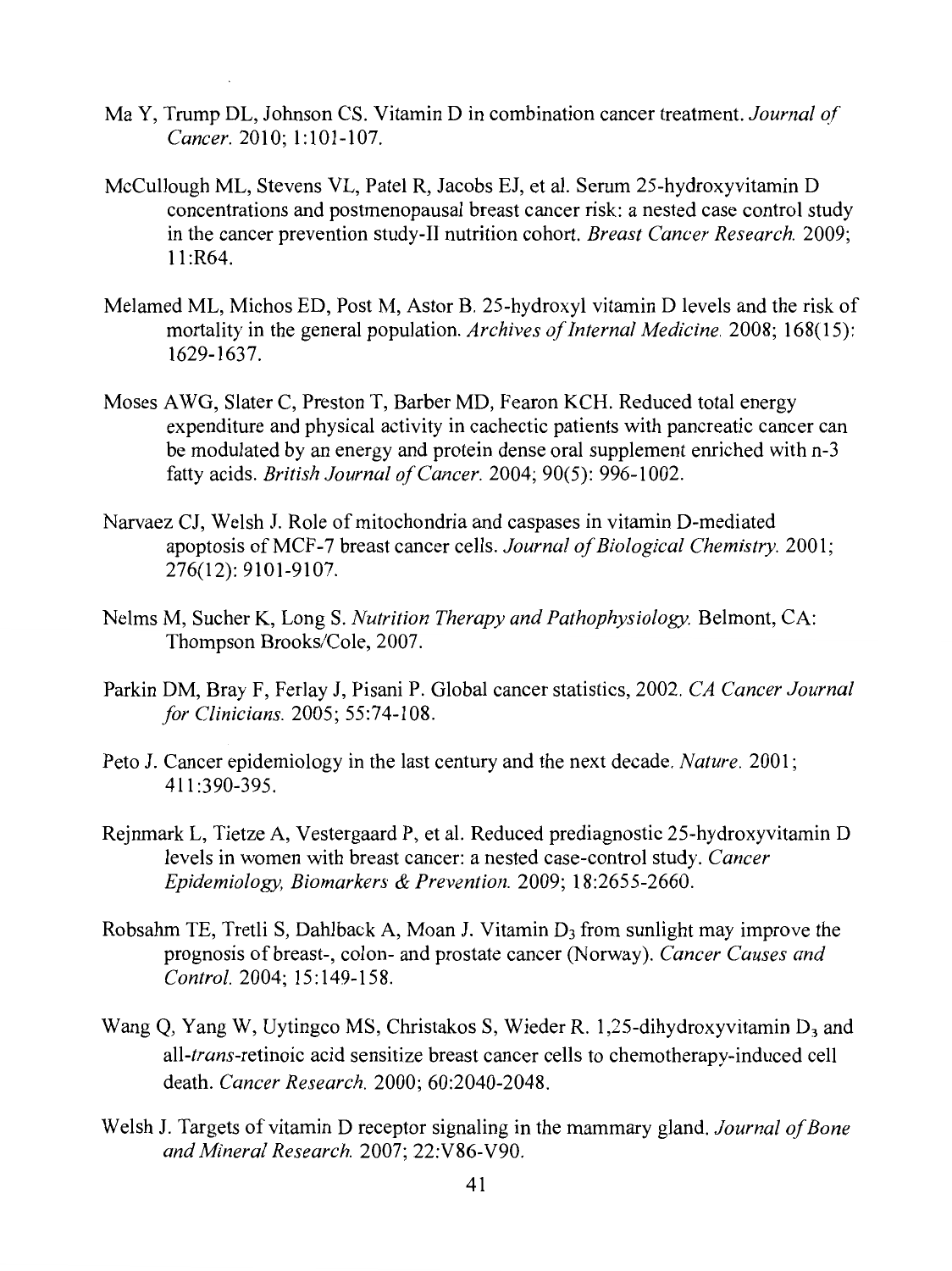Ma Y, Trump DL, Johnson CS. Vitamin D in combination cancer treatment. *Journal of Cancer.* 2010; 1:101-107.

McCullough ML, Stevens VL, Patel R, Jacobs EJ, et al. Serum 25-hydroxyvitamin D concentrations and postmenopausal breast cancer risk: a nested case control study in the cancer prevention study-II nutrition cohort. *Breast Cancer Research.* 2009; 11:R64.

Melamed ML, Michos ED, Post M, Astor B. 25-hydroxyl vitamin D levels and the risk of mortality in the general population. *Archives of Internal Medicine.* 2008; 168(15): 1629-1637.

Moses AWG, Slater C, Preston T, Barber MD, Fearon KCH. Reduced total energy expenditure and physical activity in cachectic patients with pancreatic cancer can be modulated by an energy and protein dense oral supplement enriched with n-3 fatty acids. *British Journal of Cancer.* 2004; 90(5): 996-1002.

Narvaez CJ, Welsh J. Role of mitochondria and caspases in vitamin D-mediated apoptosis of MCF-7 breast cancer cells. *Journal of Biological Chemistry.* 2001; 276(12): 9101-9107.

Nelms M, Sucher K, Long S. *Nutrition Therapy and Pathophysiology.* Belmont, CA: Thompson Brooks/Cole, 2007.

Parkin DM, Bray F, Ferlay J, Pisani P. Global cancer statistics, 2002. *CA Cancer Journal for Clinicians.* 2005; 55:74-108.

Peto J. Cancer epidemiology in the last century and the next decade. *Nature.* 2001; 411:390-395.

Rejnmark L, Tietze A, Vestergaard P, et al. Reduced prediagnostic 25-hydroxyvitamin D levels in women with breast cancer: a nested case-control study. *Cancer Epidemiology, Biomarkers & Prevention.* 2009; 18:2655-2660.

Robsahm TE, Tretli S, Dahlback A, Moan J. Vitamin $D_3$ from sunlight may improve the prognosis of breast-, colon- and prostate cancer (Norway). *Cancer Causes and Control.* 2004; 15:149-158.

Wang Q, Yang W, Uytingco MS, Christakos S, Wieder R. 1,25-dihydroxyvitamin $D_3$ and all-*trans*-retinoic acid sensitize breast cancer cells to chemotherapy-induced cell death. *Cancer Research.* 2000; 60:2040-2048.

Welsh J. Targets of vitamin D receptor signaling in the mammary gland. *Journal of Bone and Mineral Research.* 2007; 22:V86-V90.